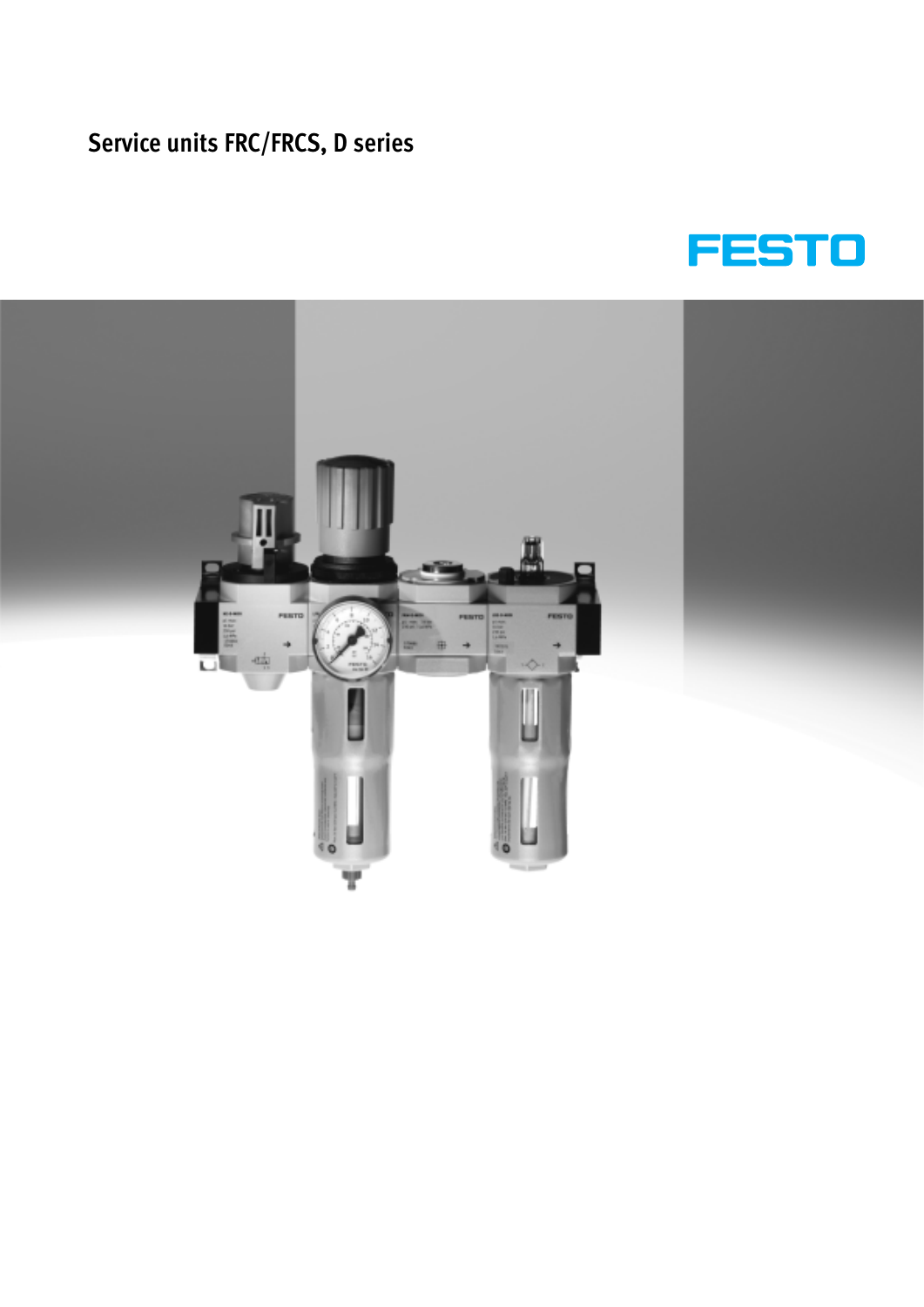# Service units FRC/FRCS, D series

FESTO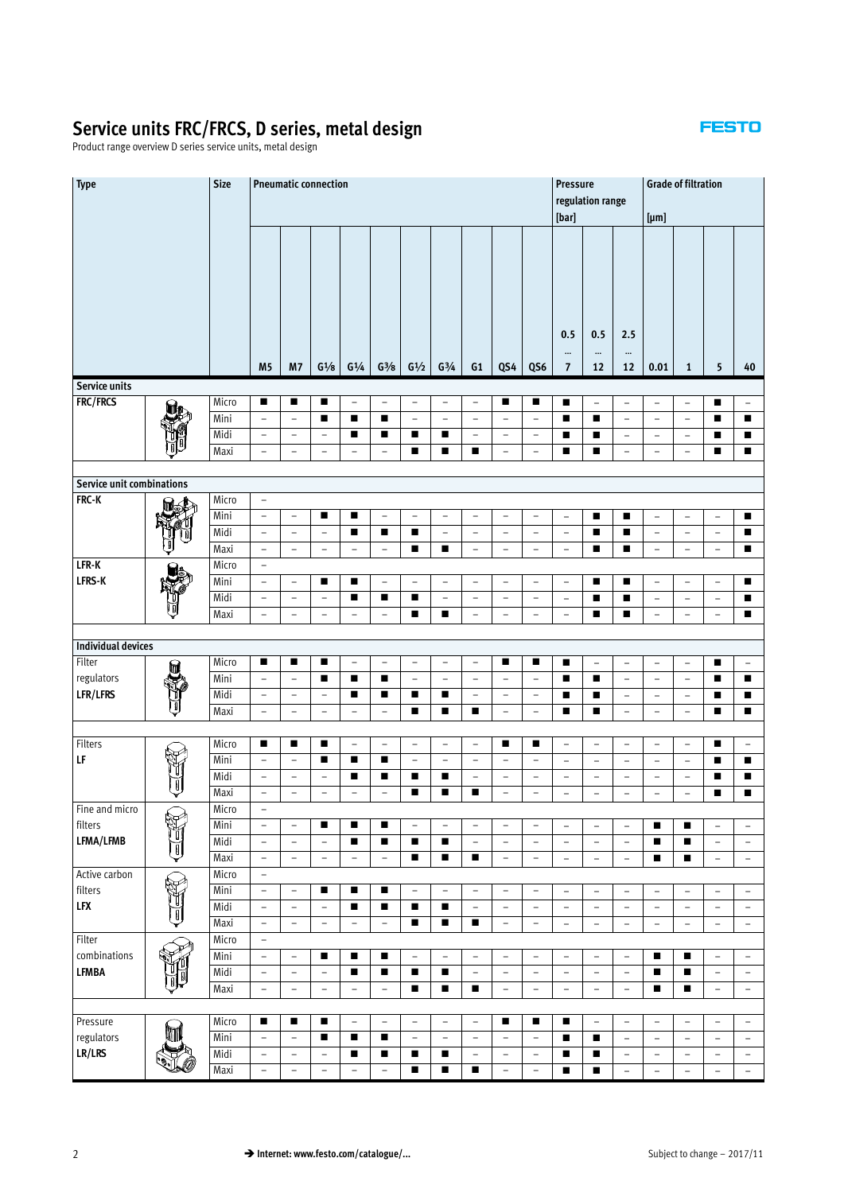# Service units FRC/FRCS, D series, metal design

Product range overview D series service units, metal design

| Type | Size | Pneumatic connection | | | | | | | | | | Pressure regulation range [bar] | | | Grade of filtration [µm] | | | |
|---|---|---|---|---|---|---|---|---|---|---|---|---|---|---|---|---|---|---|
| | | M5 | M7 | G⅛ | G¼ | G⅜ | G½ | G¾ | G1 | QS4 | QS6 | 0.5 … 7 | 0.5 … 12 | 2.5 … 12 | 0.01 | 1 | 5 | 40 |
| **Service units** | | | | | | | | | | | | | | | | | | |
| **FRC/FRCS** | Micro | ■ | ■ | ■ | – | – | – | – | – | ■ | ■ | ■ | – | – | – | – | ■ | – |
| | Mini | – | – | ■ | ■ | ■ | – | – | – | – | – | ■ | ■ | – | – | – | ■ | ■ |
| | Midi | – | – | – | ■ | ■ | ■ | ■ | – | – | – | ■ | ■ | – | – | – | ■ | ■ |
| | Maxi | – | – | – | – | – | ■ | ■ | ■ | – | – | ■ | ■ | – | – | – | ■ | ■ |
| **Service unit combinations** | | | | | | | | | | | | | | | | | | |
| **FRC-K** | Micro | – | | | | | | | | | | | | | | | | |
| | Mini | – | – | ■ | ■ | – | – | – | – | – | – | – | ■ | ■ | – | – | – | ■ |
| | Midi | – | – | – | ■ | ■ | ■ | – | – | – | – | – | ■ | ■ | – | – | – | ■ |
| | Maxi | – | – | – | – | – | ■ | ■ | – | – | – | – | ■ | ■ | – | – | – | ■ |
| **LFR-K** **LFRS-K** | Micro | – | | | | | | | | | | | | | | | | |
| | Mini | – | – | ■ | ■ | – | – | – | – | – | – | – | ■ | ■ | – | – | – | ■ |
| | Midi | – | – | – | ■ | ■ | ■ | – | – | – | – | – | ■ | ■ | – | – | – | ■ |
| | Maxi | – | – | – | – | – | ■ | ■ | – | – | – | – | ■ | ■ | – | – | – | ■ |
| **Individual devices** | | | | | | | | | | | | | | | | | | |
| Filter regulators **LFR/LFRS** | Micro | ■ | ■ | ■ | – | – | – | – | – | ■ | ■ | ■ | – | – | – | – | ■ | – |
| | Mini | – | – | ■ | ■ | ■ | – | – | – | – | – | ■ | ■ | – | – | – | ■ | ■ |
| | Midi | – | – | – | ■ | ■ | ■ | ■ | – | – | – | ■ | ■ | – | – | – | ■ | ■ |
| | Maxi | – | – | – | – | – | ■ | ■ | ■ | – | – | ■ | ■ | – | – | – | ■ | ■ |
| Filters **LF** | Micro | ■ | ■ | ■ | – | – | – | – | – | ■ | ■ | – | – | – | – | – | ■ | – |
| | Mini | – | – | ■ | ■ | ■ | – | – | – | – | – | – | – | – | – | – | ■ | ■ |
| | Midi | – | – | – | ■ | ■ | ■ | ■ | – | – | – | – | – | – | – | – | ■ | ■ |
| | Maxi | – | – | – | – | – | ■ | ■ | ■ | – | – | – | – | – | – | – | ■ | ■ |
| Fine and micro filters **LFMA/LFMB** | Micro | – | | | | | | | | | | | | | | | | |
| | Mini | – | – | ■ | ■ | ■ | – | – | – | – | – | – | – | – | ■ | ■ | – | – |
| | Midi | – | – | – | ■ | ■ | ■ | ■ | – | – | – | – | – | – | ■ | ■ | – | – |
| | Maxi | – | – | – | – | – | ■ | ■ | ■ | – | – | – | – | – | ■ | ■ | – | – |
| Active carbon filters **LFX** | Micro | – | | | | | | | | | | | | | | | | |
| | Mini | – | – | ■ | ■ | ■ | – | – | – | – | – | – | – | – | – | – | – | – |
| | Midi | – | – | – | ■ | ■ | ■ | ■ | – | – | – | – | – | – | – | – | – | – |
| | Maxi | – | – | – | – | – | ■ | ■ | ■ | – | – | – | – | – | – | – | – | – |
| Filter combinations **LFMBA** | Micro | – | | | | | | | | | | | | | | | | |
| | Mini | – | – | ■ | ■ | ■ | – | – | – | – | – | – | – | – | ■ | ■ | – | – |
| | Midi | – | – | – | ■ | ■ | ■ | ■ | – | – | – | – | – | – | ■ | ■ | – | – |
| | Maxi | – | – | – | – | – | ■ | ■ | ■ | – | – | – | – | – | ■ | ■ | – | – |
| Pressure regulators **LR/LRS** | Micro | ■ | ■ | ■ | – | – | – | – | – | ■ | ■ | ■ | – | – | – | – | – | – |
| | Mini | – | – | ■ | ■ | ■ | – | – | – | – | – | ■ | ■ | – | – | – | – | – |
| | Midi | – | – | – | ■ | ■ | ■ | ■ | – | – | – | ■ | ■ | – | – | – | – | – |
| | Maxi | – | – | – | – | – | ■ | ■ | ■ | – | – | ■ | ■ | – | – | – | – | – |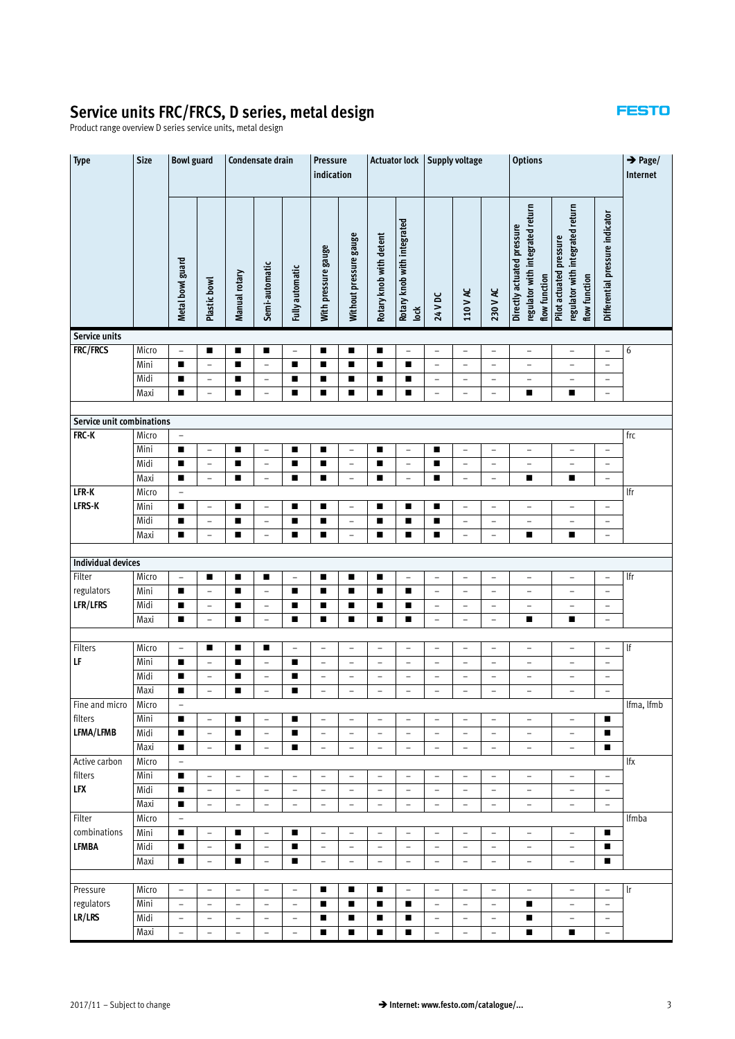# Service units FRC/FRCS, D series, metal design

Product range overview D series service units, metal design

| Type | Size | Bowl guard | | Condensate drain | | | Pressure indication | | Actuator lock | | Supply voltage | | | Options | | | → Page/ Internet |
|---|---|---|---|---|---|---|---|---|---|---|---|---|---|---|---|---|---|
| | | Metal bowl guard | Plastic bowl | Manual rotary | Semi-automatic | Fully automatic | With pressure gauge | Without pressure gauge | Rotary knob with detent | Rotary knob with integrated lock | 24 V DC | 110 V AC | 230 V AC | Directly actuated pressure regulator with integrated return flow function | Pilot actuated pressure regulator with integrated return flow function | Differential pressure indicator | |
| **Service units** | | | | | | | | | | | | | | | | | |
| **FRC/FRCS** | Micro | – | ■ | ■ | ■ | – | ■ | ■ | ■ | – | – | – | – | – | – | – | 6 |
| | Mini | ■ | – | ■ | – | ■ | ■ | ■ | ■ | ■ | – | – | – | – | – | – | |
| | Midi | ■ | – | ■ | – | ■ | ■ | ■ | ■ | ■ | – | – | – | – | – | – | |
| | Maxi | ■ | – | ■ | – | ■ | ■ | ■ | ■ | ■ | – | – | – | ■ | ■ | – | |
| **Service unit combinations** | | | | | | | | | | | | | | | | | |
| **FRC-K** | Micro | – | | | | | | | | | | | | | | | frc |
| | Mini | ■ | – | ■ | – | ■ | ■ | – | ■ | – | ■ | – | – | – | – | – | |
| | Midi | ■ | – | ■ | – | ■ | ■ | – | ■ | – | ■ | – | – | – | – | – | |
| | Maxi | ■ | – | ■ | – | ■ | ■ | – | ■ | – | ■ | – | – | ■ | ■ | – | |
| **LFR-K** | Micro | – | | | | | | | | | | | | | | | lfr |
| **LFRS-K** | Mini | ■ | – | ■ | – | ■ | ■ | – | ■ | ■ | ■ | – | – | – | – | – | |
| | Midi | ■ | – | ■ | – | ■ | ■ | – | ■ | ■ | ■ | – | – | – | – | – | |
| | Maxi | ■ | – | ■ | – | ■ | ■ | – | ■ | ■ | ■ | – | – | ■ | ■ | – | |
| **Individual devices** | | | | | | | | | | | | | | | | | |
| Filter regulators **LFR/LFRS** | Micro | – | ■ | ■ | ■ | – | ■ | ■ | ■ | – | – | – | – | – | – | – | lfr |
| | Mini | ■ | – | ■ | – | ■ | ■ | ■ | ■ | ■ | – | – | – | – | – | – | |
| | Midi | ■ | – | ■ | – | ■ | ■ | ■ | ■ | ■ | – | – | – | – | – | – | |
| | Maxi | ■ | – | ■ | – | ■ | ■ | ■ | ■ | ■ | – | – | – | ■ | ■ | – | |
| Filters **LF** | Micro | – | ■ | ■ | ■ | – | – | – | – | – | – | – | – | – | – | – | lf |
| | Mini | ■ | – | ■ | – | ■ | – | – | – | – | – | – | – | – | – | – | |
| | Midi | ■ | – | ■ | – | ■ | – | – | – | – | – | – | – | – | – | – | |
| | Maxi | ■ | – | ■ | – | ■ | – | – | – | – | – | – | – | – | – | – | |
| Fine and micro filters **LFMA/LFMB** | Micro | – | | | | | | | | | | | | | | | lfma, lfmb |
| | Mini | ■ | – | ■ | – | ■ | – | – | – | – | – | – | – | – | – | ■ | |
| | Midi | ■ | – | ■ | – | ■ | – | – | – | – | – | – | – | – | – | ■ | |
| | Maxi | ■ | – | ■ | – | ■ | – | – | – | – | – | – | – | – | – | ■ | |
| Active carbon filters **LFX** | Micro | – | | | | | | | | | | | | | | | lfx |
| | Mini | ■ | – | – | – | – | – | – | – | – | – | – | – | – | – | – | |
| | Midi | ■ | – | – | – | – | – | – | – | – | – | – | – | – | – | – | |
| | Maxi | ■ | – | – | – | – | – | – | – | – | – | – | – | – | – | – | |
| Filter combinations **LFMBA** | Micro | – | | | | | | | | | | | | | | | lfmba |
| | Mini | ■ | – | ■ | – | ■ | – | – | – | – | – | – | – | – | – | ■ | |
| | Midi | ■ | – | ■ | – | ■ | – | – | – | – | – | – | – | – | – | ■ | |
| | Maxi | ■ | – | ■ | – | ■ | – | – | – | – | – | – | – | – | – | ■ | |
| Pressure regulators **LR/LRS** | Micro | – | – | – | – | – | ■ | ■ | ■ | – | – | – | – | – | – | – | lr |
| | Mini | – | – | – | – | – | ■ | ■ | ■ | ■ | – | – | – | ■ | – | – | |
| | Midi | – | – | – | – | – | ■ | ■ | ■ | ■ | – | – | – | ■ | – | – | |
| | Maxi | – | – | – | – | – | ■ | ■ | ■ | ■ | – | – | – | ■ | ■ | – | |

2017/11 – Subject to change

→ Internet: www.festo.com/catalogue/...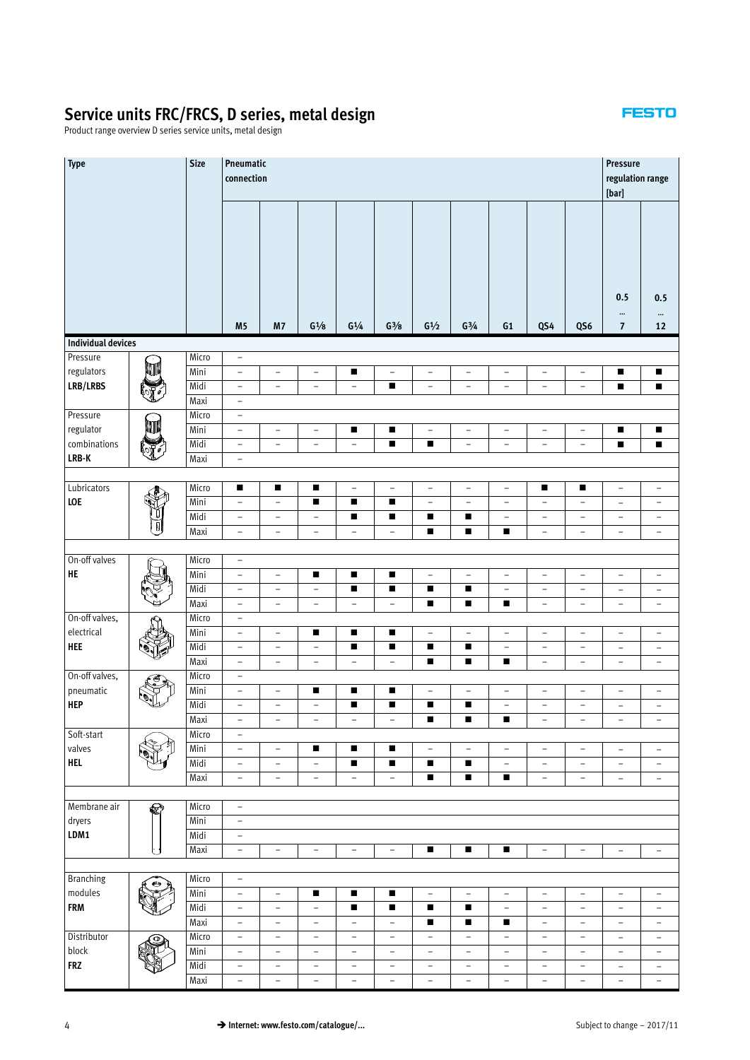# Service units FRC/FRCS, D series, metal design

Product range overview D series service units, metal design

| Type | Size | Pneumatic connection | | | | | | | | | | Pressure regulation range [bar] | |
|---|---|---|---|---|---|---|---|---|---|---|---|---|---|
| | | M5 | M7 | G1⁄8 | G1⁄4 | G3⁄8 | G1⁄2 | G3⁄4 | G1 | QS4 | QS6 | 0.5 ... 7 | 0.5 ... 12 |
| **Individual devices** | | | | | | | | | | | | | |
| Pressure regulators **LRB/LRBS** | Micro | – | | | | | | | | | | | |
| | Mini | – | – | – | ■ | – | – | – | – | – | – | ■ | ■ |
| | Midi | – | – | – | – | ■ | – | – | – | – | – | ■ | ■ |
| | Maxi | – | | | | | | | | | | | |
| Pressure regulator combinations **LRB-K** | Micro | – | | | | | | | | | | | |
| | Mini | – | – | – | ■ | ■ | – | – | – | – | – | ■ | ■ |
| | Midi | – | – | – | – | ■ | ■ | – | – | – | – | ■ | ■ |
| | Maxi | – | | | | | | | | | | | |
| Lubricators **LOE** | Micro | ■ | ■ | ■ | – | – | – | – | – | ■ | ■ | – | – |
| | Mini | – | – | ■ | ■ | ■ | – | – | – | – | – | – | – |
| | Midi | – | – | – | ■ | ■ | ■ | ■ | – | – | – | – | – |
| | Maxi | – | – | – | – | – | ■ | ■ | ■ | – | – | – | – |
| On-off valves **HE** | Micro | – | | | | | | | | | | | |
| | Mini | – | – | ■ | ■ | ■ | – | – | – | – | – | – | – |
| | Midi | – | – | – | ■ | ■ | ■ | ■ | – | – | – | – | – |
| | Maxi | – | – | – | – | – | ■ | ■ | ■ | – | – | – | – |
| On-off valves, electrical **HEE** | Micro | – | | | | | | | | | | | |
| | Mini | – | – | ■ | ■ | ■ | – | – | – | – | – | – | – |
| | Midi | – | – | – | ■ | ■ | ■ | ■ | – | – | – | – | – |
| | Maxi | – | – | – | – | – | ■ | ■ | ■ | – | – | – | – |
| On-off valves, pneumatic **HEP** | Micro | – | | | | | | | | | | | |
| | Mini | – | – | ■ | ■ | ■ | – | – | – | – | – | – | – |
| | Midi | – | – | – | ■ | ■ | ■ | ■ | – | – | – | – | – |
| | Maxi | – | – | – | – | – | ■ | ■ | ■ | – | – | – | – |
| Soft-start valves **HEL** | Micro | – | | | | | | | | | | | |
| | Mini | – | – | ■ | ■ | ■ | – | – | – | – | – | – | – |
| | Midi | – | – | – | ■ | ■ | ■ | ■ | – | – | – | – | – |
| | Maxi | – | – | – | – | – | ■ | ■ | ■ | – | – | – | – |
| Membrane air dryers **LDM1** | Micro | – | | | | | | | | | | | |
| | Mini | – | | | | | | | | | | | |
| | Midi | – | | | | | | | | | | | |
| | Maxi | – | – | – | – | – | ■ | ■ | ■ | – | – | – | – |
| Branching modules **FRM** | Micro | – | | | | | | | | | | | |
| | Mini | – | – | ■ | ■ | ■ | – | – | – | – | – | – | – |
| | Midi | – | – | – | ■ | ■ | ■ | ■ | – | – | – | – | – |
| | Maxi | – | – | – | – | – | ■ | ■ | ■ | – | – | – | – |
| Distributor block **FRZ** | Micro | – | – | – | – | – | – | – | – | – | – | – | – |
| | Mini | – | – | – | – | – | – | – | – | – | – | – | – |
| | Midi | – | – | – | – | – | – | – | – | – | – | – | – |
| | Maxi | – | – | – | – | – | – | – | – | – | – | – | – |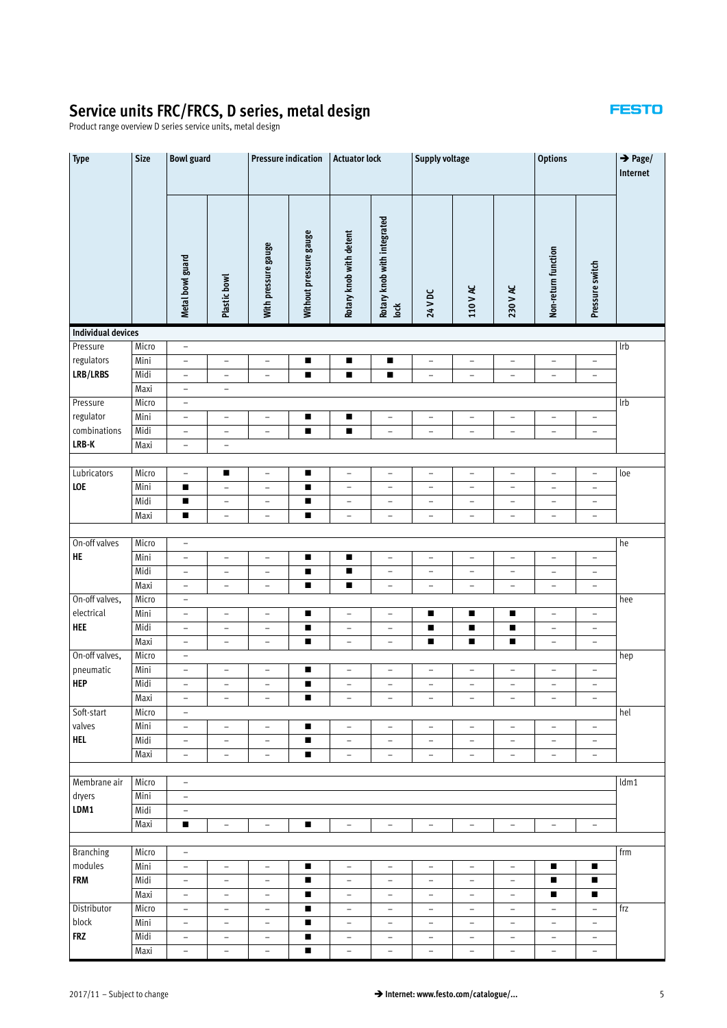# Service units FRC/FRCS, D series, metal design

Product range overview D series service units, metal design

| Type | Size | Bowl guard | | Pressure indication | | Actuator lock | | Supply voltage | | | Options | | → Page/ Internet |
|---|---|---|---|---|---|---|---|---|---|---|---|---|---|
| | | Metal bowl guard | Plastic bowl | With pressure gauge | Without pressure gauge | Rotary knob with detent | Rotary knob with integrated lock | 24 V DC | 110 V AC | 230 V AC | Non-return function | Pressure switch | |
| **Individual devices** | | | | | | | | | | | | | |
| Pressure regulators **LRB/LRBS** | Micro | – | | | | | | | | | | | lrb |
| | Mini | – | – | – | ■ | ■ | ■ | – | – | – | – | – | |
| | Midi | – | – | – | ■ | ■ | ■ | – | – | – | – | – | |
| | Maxi | – | – | | | | | | | | | | |
| Pressure regulator combinations **LRB-K** | Micro | – | | | | | | | | | | | lrb |
| | Mini | – | – | – | ■ | ■ | – | – | – | – | – | – | |
| | Midi | – | – | – | ■ | ■ | – | – | – | – | – | – | |
| | Maxi | – | – | | | | | | | | | | |
| Lubricators **LOE** | Micro | – | ■ | – | ■ | – | – | – | – | – | – | – | loe |
| | Mini | ■ | – | – | ■ | – | – | – | – | – | – | – | |
| | Midi | ■ | – | – | ■ | – | – | – | – | – | – | – | |
| | Maxi | ■ | – | – | ■ | – | – | – | – | – | – | – | |
| On-off valves **HE** | Micro | – | | | | | | | | | | | he |
| | Mini | – | – | – | ■ | ■ | – | – | – | – | – | – | |
| | Midi | – | – | – | ■ | ■ | – | – | – | – | – | – | |
| | Maxi | – | – | – | ■ | ■ | – | – | – | – | – | – | |
| On-off valves, electrical **HEE** | Micro | – | | | | | | | | | | | hee |
| | Mini | – | – | – | ■ | – | – | ■ | ■ | ■ | – | – | |
| | Midi | – | – | – | ■ | – | – | ■ | ■ | ■ | – | – | |
| | Maxi | – | – | – | ■ | – | – | ■ | ■ | ■ | – | – | |
| On-off valves, pneumatic **HEP** | Micro | – | | | | | | | | | | | hep |
| | Mini | – | – | – | ■ | – | – | – | – | – | – | – | |
| | Midi | – | – | – | ■ | – | – | – | – | – | – | – | |
| | Maxi | – | – | – | ■ | – | – | – | – | – | – | – | |
| Soft-start valves **HEL** | Micro | – | | | | | | | | | | | hel |
| | Mini | – | – | – | ■ | – | – | – | – | – | – | – | |
| | Midi | – | – | – | ■ | – | – | – | – | – | – | – | |
| | Maxi | – | – | – | ■ | – | – | – | – | – | – | – | |
| Membrane air dryers **LDM1** | Micro | – | | | | | | | | | | | ldm1 |
| | Mini | – | | | | | | | | | | | |
| | Midi | – | | | | | | | | | | | |
| | Maxi | ■ | – | – | ■ | – | – | – | – | – | – | – | |
| Branching modules **FRM** | Micro | – | | | | | | | | | | | frm |
| | Mini | – | – | – | ■ | – | – | – | – | – | ■ | ■ | |
| | Midi | – | – | – | ■ | – | – | – | – | – | ■ | ■ | |
| | Maxi | – | – | – | ■ | – | – | – | – | – | ■ | ■ | |
| Distributor block **FRZ** | Micro | – | – | – | ■ | – | – | – | – | – | – | – | frz |
| | Mini | – | – | – | ■ | – | – | – | – | – | – | – | |
| | Midi | – | – | – | ■ | – | – | – | – | – | – | – | |
| | Maxi | – | – | – | ■ | – | – | – | – | – | – | – | |

2017/11 – Subject to change

→ Internet: www.festo.com/catalogue/...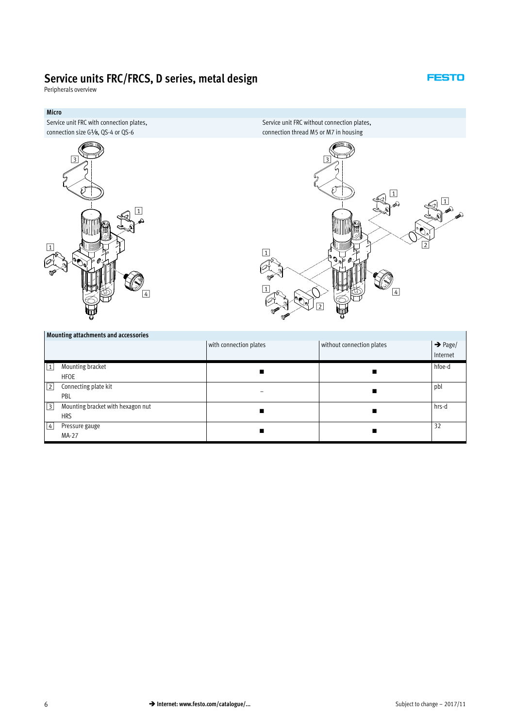# Service units FRC/FRCS, D series, metal design

Peripherals overview

## Micro

Service unit FRC with connection plates, connection size G1⁄8, QS-4 or QS-6

Service unit FRC without connection plates, connection thread M5 or M7 in housing

### Mounting attachments and accessories

| | | with connection plates | without connection plates | → Page/ Internet |
|---|---|---|---|---|
| 1 | Mounting bracket HFOE | ■ | ■ | hfoe-d |
| 2 | Connecting plate kit PBL | – | ■ | pbl |
| 3 | Mounting bracket with hexagon nut HRS | ■ | ■ | hrs-d |
| 4 | Pressure gauge MA-27 | ■ | ■ | 32 |

→ Internet: www.festo.com/catalogue/...

Subject to change – 2017/11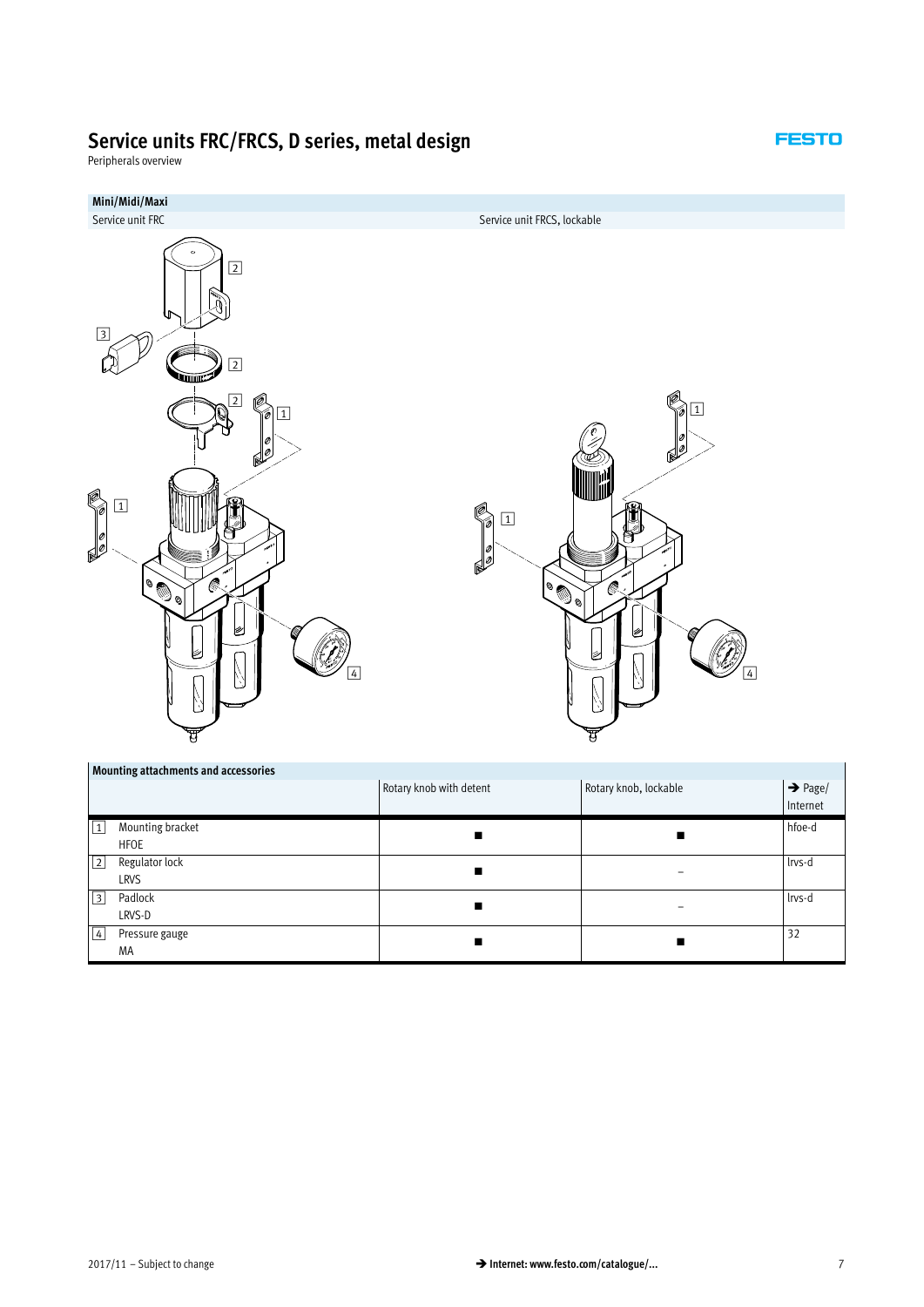# Service units FRC/FRCS, D series, metal design

Peripherals overview

**Mini/Midi/Maxi**

Service unit FRC

Service unit FRCS, lockable

| **Mounting attachments and accessories** | Rotary knob with detent | Rotary knob, lockable | → Page/ Internet |
|---|---|---|---|
| [1] Mounting bracket HFOE | ■ | ■ | hfoe-d |
| [2] Regulator lock LRVS | ■ | – | lrvs-d |
| [3] Padlock LRVS-D | ■ | – | lrvs-d |
| [4] Pressure gauge MA | ■ | ■ | 32 |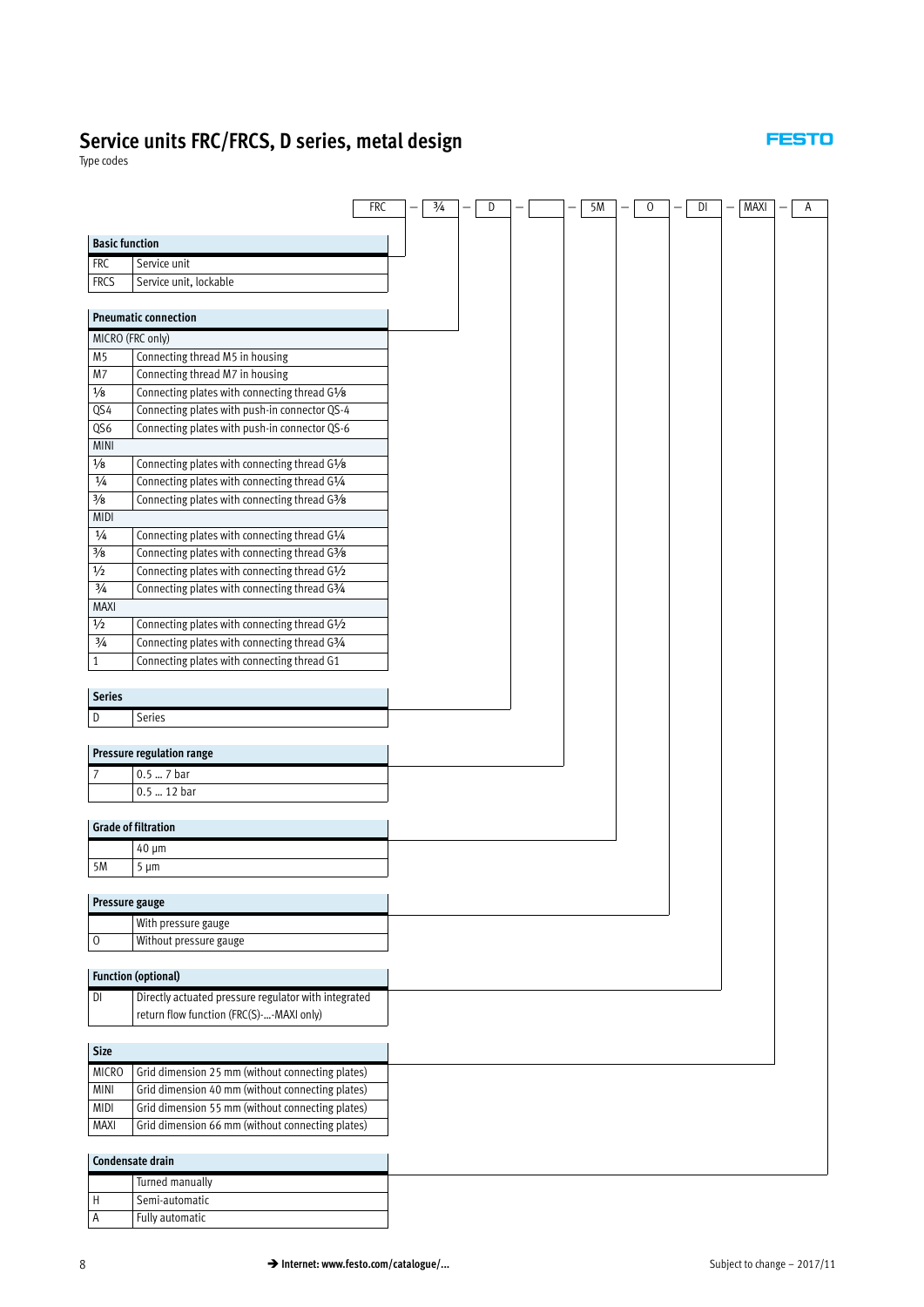# Service units FRC/FRCS, D series, metal design

Type codes

| FRC | – | ¾ | – | D | – | | – | 5M | – | O | – | DI | – | MAXI | – | A |
|---|---|---|---|---|---|---|---|---|---|---|---|---|---|---|---|---|

**Basic function**

| | |
|---|---|
| FRC | Service unit |
| FRCS | Service unit, lockable |

**Pneumatic connection**

| | |
|---|---|
| MICRO (FRC only) | |
| M5 | Connecting thread M5 in housing |
| M7 | Connecting thread M7 in housing |
| ⅛ | Connecting plates with connecting thread G⅛ |
| QS4 | Connecting plates with push-in connector QS-4 |
| QS6 | Connecting plates with push-in connector QS-6 |
| MINI | |
| ⅛ | Connecting plates with connecting thread G⅛ |
| ¼ | Connecting plates with connecting thread G¼ |
| ⅜ | Connecting plates with connecting thread G⅜ |
| MIDI | |
| ¼ | Connecting plates with connecting thread G¼ |
| ⅜ | Connecting plates with connecting thread G⅜ |
| ½ | Connecting plates with connecting thread G½ |
| ¾ | Connecting plates with connecting thread G¾ |
| MAXI | |
| ½ | Connecting plates with connecting thread G½ |
| ¾ | Connecting plates with connecting thread G¾ |
| 1 | Connecting plates with connecting thread G1 |

**Series**

| | |
|---|---|
| D | Series |

**Pressure regulation range**

| | |
|---|---|
| 7 | 0.5 … 7 bar |
| | 0.5 … 12 bar |

**Grade of filtration**

| | |
|---|---|
| | 40 µm |
| 5M | 5 µm |

**Pressure gauge**

| | |
|---|---|
| | With pressure gauge |
| O | Without pressure gauge |

**Function (optional)**

| | |
|---|---|
| DI | Directly actuated pressure regulator with integrated return flow function (FRC(S)-…-MAXI only) |

**Size**

| | |
|---|---|
| MICRO | Grid dimension 25 mm (without connecting plates) |
| MINI | Grid dimension 40 mm (without connecting plates) |
| MIDI | Grid dimension 55 mm (without connecting plates) |
| MAXI | Grid dimension 66 mm (without connecting plates) |

**Condensate drain**

| | |
|---|---|
| | Turned manually |
| H | Semi-automatic |
| A | Fully automatic |

➔ Internet: www.festo.com/catalogue/...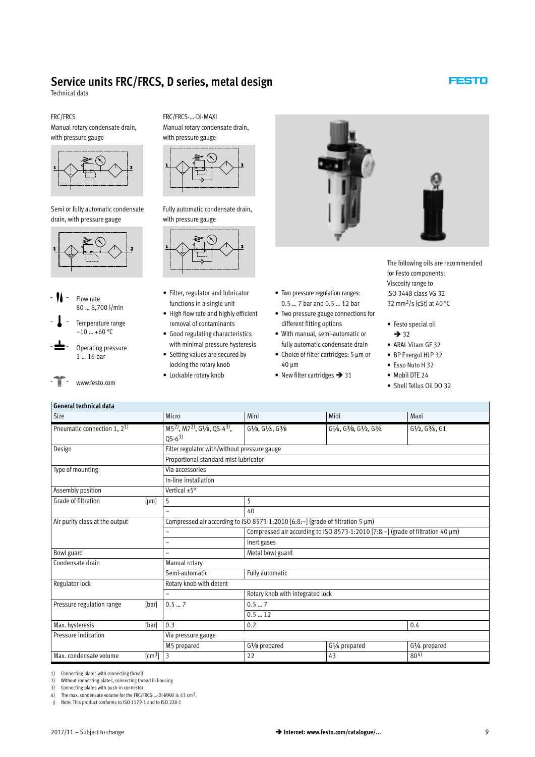# Service units FRC/FRCS, D series, metal design

Technical data

FRC/FRCS
Manual rotary condensate drain, with pressure gauge

FRC/FRCS-...-DI-MAXI
Manual rotary condensate drain, with pressure gauge

Semi or fully automatic condensate drain, with pressure gauge

Fully automatic condensate drain, with pressure gauge

Flow rate
80 ... 8,700 l/min

Temperature range
−10 ... +60 °C

Operating pressure
1 ... 16 bar

www.festo.com

- Filter, regulator and lubricator functions in a single unit
- High flow rate and highly efficient removal of contaminants
- Good regulating characteristics with minimal pressure hysteresis
- Setting values are secured by locking the rotary knob
- Lockable rotary knob

- Two pressure regulation ranges: 0.5 ... 7 bar and 0.5 ... 12 bar
- Two pressure gauge connections for different fitting options
- With manual, semi-automatic or fully automatic condensate drain
- Choice of filter cartridges: 5 µm or 40 µm
- New filter cartridges → 31

The following oils are recommended for Festo components:
Viscosity range to ISO 3448 class VG 32
32 mm²/s (cSt) at 40 °C

- Festo special oil → 32
- ARAL Vitam GF 32
- BP Energol HLP 32
- Esso Nuto H 32
- Mobil DTE 24
- Shell Tellus Oil DO 32

| General technical data | | | | |
|---|---|---|---|---|
| Size | Micro | Mini | Midi | Maxi |
| Pneumatic connection 1, 2[1] | M5[2], M7[2], G⅛, QS-4[3], QS-6[3] | G⅛, G¼, G⅜ | G¼, G⅜, G½, G¾ | G½, G¾, G1 |
| Design | Filter regulator with/without pressure gauge | | | |
| | Proportional standard mist lubricator | | | |
| Type of mounting | Via accessories | | | |
| | In-line installation | | | |
| Assembly position | Vertical ±5° | | | |
| Grade of filtration [µm] | 5 | 5 | | |
| | – | 40 | | |
| Air purity class at the output | Compressed air according to ISO 8573-1:2010 [6:8:–] (grade of filtration 5 µm) | | | |
| | – | Compressed air according to ISO 8573-1:2010 [7:8:–] (grade of filtration 40 µm) | | |
| | – | Inert gases | | |
| Bowl guard | – | Metal bowl guard | | |
| Condensate drain | Manual rotary | | | |
| | Semi-automatic | Fully automatic | | |
| Regulator lock | Rotary knob with detent | | | |
| | – | Rotary knob with integrated lock | | |
| Pressure regulation range [bar] | 0.5 ... 7 | 0.5 ... 7 | | |
| | | 0.5 ... 12 | | |
| Max. hysteresis [bar] | 0.3 | 0.2 | | 0.4 |
| Pressure indication | Via pressure gauge | | | |
| | M5 prepared | G⅛ prepared | G¼ prepared | G¼ prepared |
| Max. condensate volume [cm³] | 3 | 22 | 43 | 80[4] |

1) Connecting plates with connecting thread
2) Without connecting plates, connecting thread in housing
3) Connecting plates with push-in connector
4) The max. condensate volume for the FRC/FRCS-...-DI-MAXI is 43 cm³.

Note: This product conforms to ISO 1179-1 and to ISO 228-1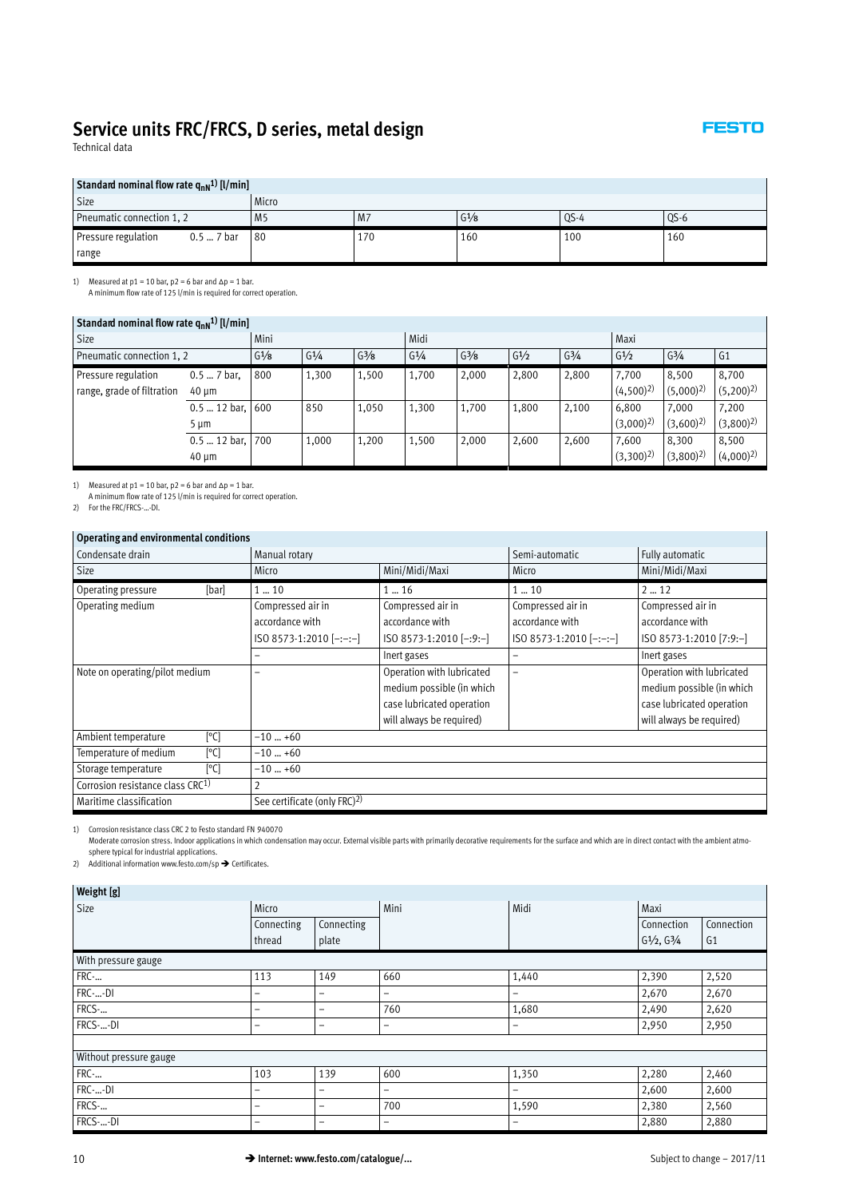# Service units FRC/FRCS, D series, metal design

Technical data

| Standard nominal flow rate $q_{nN}$[1] [l/min] | | | | | | |
|---|---|---|---|---|---|---|
| Size | | Micro | | | | |
| Pneumatic connection 1, 2 | | M5 | M7 | G⅛ | QS-4 | QS-6 |
| Pressure regulation range | 0.5 … 7 bar | 80 | 170 | 160 | 100 | 160 |

1) Measured at p1 = 10 bar, p2 = 6 bar and Δp = 1 bar.
A minimum flow rate of 125 l/min is required for correct operation.

| Standard nominal flow rate $q_{nN}$[1] [l/min] | | | | | | | | | | | |
|---|---|---|---|---|---|---|---|---|---|---|---|
| Size | | Mini | | | Midi | | | | Maxi | | |
| Pneumatic connection 1, 2 | | G⅛ | G¼ | G⅜ | G¼ | G⅜ | G½ | G¾ | G½ | G¾ | G1 |
| Pressure regulation range, grade of filtration | 0.5 … 7 bar, 40 µm | 800 | 1,300 | 1,500 | 1,700 | 2,000 | 2,800 | 2,800 | 7,700 (4,500)[2] | 8,500 (5,000)[2] | 8,700 (5,200)[2] |
| | 0.5 … 12 bar, 5 µm | 600 | 850 | 1,050 | 1,300 | 1,700 | 1,800 | 2,100 | 6,800 (3,000)[2] | 7,000 (3,600)[2] | 7,200 (3,800)[2] |
| | 0.5 … 12 bar, 40 µm | 700 | 1,000 | 1,200 | 1,500 | 2,000 | 2,600 | 2,600 | 7,600 (3,300)[2] | 8,300 (3,800)[2] | 8,500 (4,000)[2] |

1) Measured at p1 = 10 bar, p2 = 6 bar and Δp = 1 bar.
A minimum flow rate of 125 l/min is required for correct operation.
2) For the FRC/FRCS-…-DI.

| Operating and environmental conditions | | | | |
|---|---|---|---|---|
| Condensate drain | Manual rotary | | Semi-automatic | Fully automatic |
| Size | Micro | Mini/Midi/Maxi | Micro | Mini/Midi/Maxi |
| Operating pressure [bar] | 1 … 10 | 1 … 16 | 1 … 10 | 2 … 12 |
| Operating medium | Compressed air in accordance with ISO 8573-1:2010 [–:–:–] | Compressed air in accordance with ISO 8573-1:2010 [–:9:–] | Compressed air in accordance with ISO 8573-1:2010 [–:–:–] | Compressed air in accordance with ISO 8573-1:2010 [7:9:–] |
| | – | Inert gases | – | Inert gases |
| Note on operating/pilot medium | – | Operation with lubricated medium possible (in which case lubricated operation will always be required) | – | Operation with lubricated medium possible (in which case lubricated operation will always be required) |
| Ambient temperature [°C] | −10 … +60 | | | |
| Temperature of medium [°C] | −10 … +60 | | | |
| Storage temperature [°C] | −10 … +60 | | | |
| Corrosion resistance class CRC[1] | 2 | | | |
| Maritime classification | See certificate (only FRC)[2] | | | |

1) Corrosion resistance class CRC 2 to Festo standard FN 940070
Moderate corrosion stress. Indoor applications in which condensation may occur. External visible parts with primarily decorative requirements for the surface and which are in direct contact with the ambient atmosphere typical for industrial applications.
2) Additional information www.festo.com/sp → Certificates.

| Weight [g] | | | | | | |
|---|---|---|---|---|---|---|
| Size | Micro | | Mini | Midi | Maxi | |
| | Connecting thread | Connecting plate | | | Connection G½, G¾ | Connection G1 |
| With pressure gauge | | | | | | |
| FRC-… | 113 | 149 | 660 | 1,440 | 2,390 | 2,520 |
| FRC-…-DI | – | – | – | – | 2,670 | 2,670 |
| FRCS-… | – | – | 760 | 1,680 | 2,490 | 2,620 |
| FRCS-…-DI | – | – | – | – | 2,950 | 2,950 |
| Without pressure gauge | | | | | | |
| FRC-… | 103 | 139 | 600 | 1,350 | 2,280 | 2,460 |
| FRC-…-DI | – | – | – | – | 2,600 | 2,600 |
| FRCS-… | – | – | 700 | 1,590 | 2,380 | 2,560 |
| FRCS-…-DI | – | – | – | – | 2,880 | 2,880 |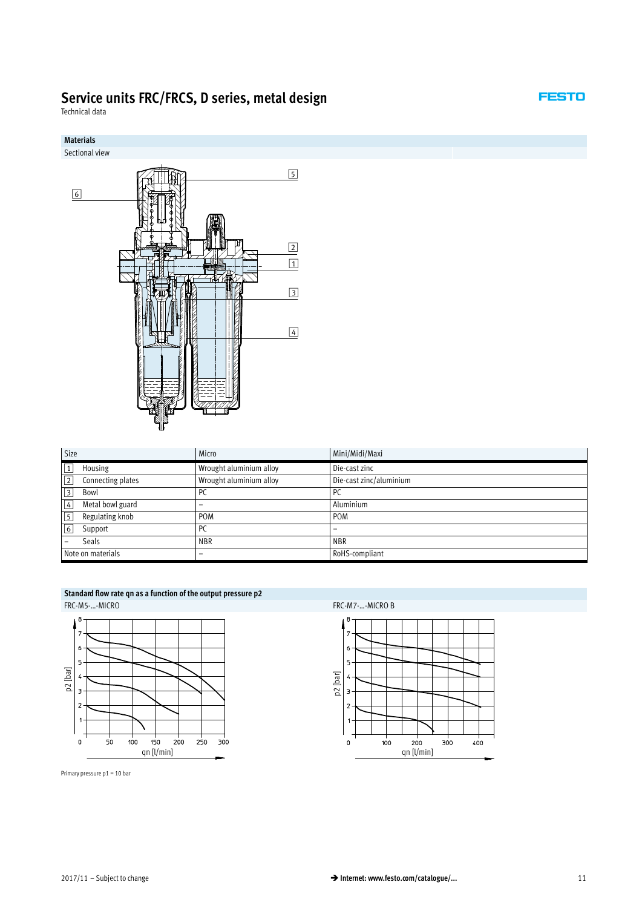# Service units FRC/FRCS, D series, metal design

Technical data

## Materials

Sectional view

5
6
2
1
3
4

| Size | Micro | Mini/Midi/Maxi |
|---|---|---|
| [1] Housing | Wrought aluminium alloy | Die-cast zinc |
| [2] Connecting plates | Wrought aluminium alloy | Die-cast zinc/aluminium |
| [3] Bowl | PC | PC |
| [4] Metal bowl guard | – | Aluminium |
| [5] Regulating knob | POM | POM |
| [6] Support | PC | – |
| – Seals | NBR | NBR |
| Note on materials | – | RoHS-compliant |

## Standard flow rate qn as a function of the output pressure p2

FRC-M5-...-MICRO

p2 [bar]
8
7
6
5
4
3
2
1
0
50
100
150
200
250
300
qn [l/min]

FRC-M7-...-MICRO B

p2 [bar]
8
7
6
5
4
3
2
1
0
100
200
300
400
qn [l/min]

Primary pressure p1 = 10 bar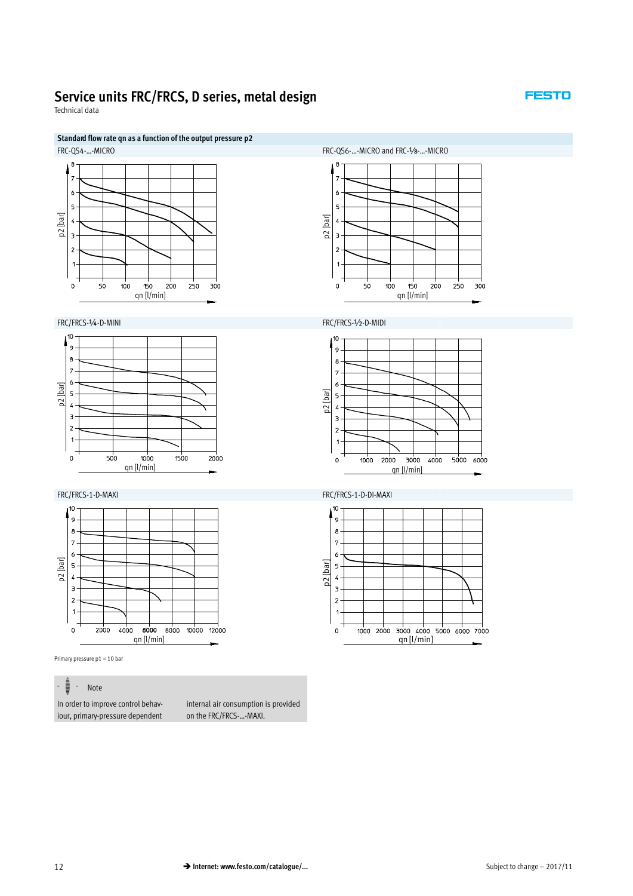# Service units FRC/FRCS, D series, metal design

Technical data

## Standard flow rate qn as a function of the output pressure p2

FRC-QS4-...-MICRO

p2 [bar]
0 1 2 3 4 5 6 7 8
0 50 100 150 200 250 300
qn [l/min]

FRC-QS6-...-MICRO and FRC-⅛-...-MICRO

p2 [bar]
0 1 2 3 4 5 6 7 8
0 50 100 150 200 250 300
qn [l/min]

FRC/FRCS-¼-D-MINI

p2 [bar]
0 1 2 3 4 5 6 7 8 9 10
0 500 1000 1500 2000
qn [l/min]

FRC/FRCS-½-D-MIDI

p2 [bar]
0 1 2 3 4 5 6 7 8 9 10
0 1000 2000 3000 4000 5000 6000
qn [l/min]

FRC/FRCS-1-D-MAXI

p2 [bar]
0 1 2 3 4 5 6 7 8 9 10
0 2000 4000 6000 8000 10000 12000
qn [l/min]

FRC/FRCS-1-D-DI-MAXI

p2 [bar]
0 1 2 3 4 5 6 7 8 9 10
0 1000 2000 3000 4000 5000 6000 7000
qn [l/min]

Primary pressure p1 = 10 bar

**Note**

In order to improve control behaviour, primary-pressure dependent internal air consumption is provided on the FRC/FRCS-...-MAXI.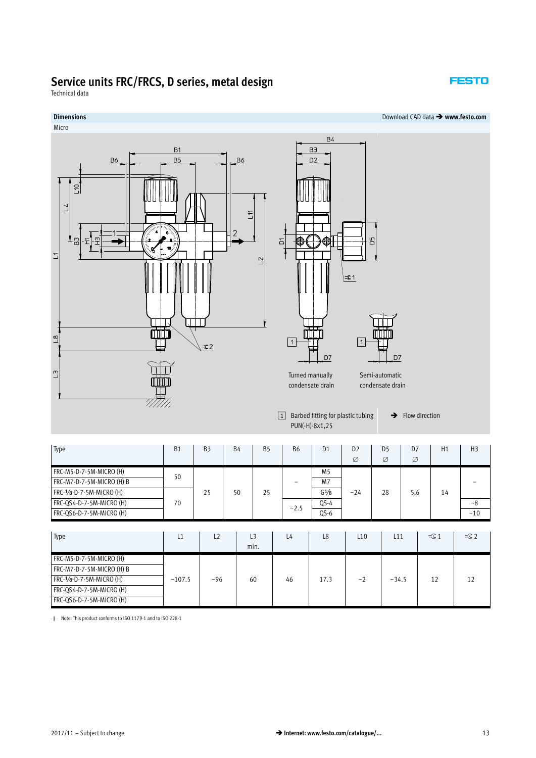# Service units FRC/FRCS, D series, metal design

Technical data

**Dimensions**

Download CAD data → **www.festo.com**

Micro

Turned manually condensate drain

Semi-automatic condensate drain

[1] Barbed fitting for plastic tubing PUN(-H)-8x1,25

→ Flow direction

| Type | B1 | B3 | B4 | B5 | B6 | D1 | D2 ∅ | D5 ∅ | D7 ∅ | H1 | H3 |
|---|---|---|---|---|---|---|---|---|---|---|---|
| FRC-M5-D-7-5M-MICRO (H) | 50 | 25 | 50 | 25 | – | M5 | ~24 | 28 | 5.6 | 14 | – |
| FRC-M7-D-7-5M-MICRO (H) B | | | | | | M7 | | | | | |
| FRC-1/8-D-7-5M-MICRO (H) | | | | | | G1/8 | | | | | |
| FRC-QS4-D-7-5M-MICRO (H) | 70 | | | | ~2.5 | QS-4 | | | | | ~8 |
| FRC-QS6-D-7-5M-MICRO (H) | | | | | | QS-6 | | | | | ~10 |

| Type | L1 | L2 | L3 min. | L4 | L8 | L10 | L11 | ⊂1 | ⊂2 |
|---|---|---|---|---|---|---|---|---|---|
| FRC-M5-D-7-5M-MICRO (H) | ~107.5 | ~96 | 60 | 46 | 17.3 | ~2 | ~34.5 | 12 | 12 |
| FRC-M7-D-7-5M-MICRO (H) B | | | | | | | | | |
| FRC-1/8-D-7-5M-MICRO (H) | | | | | | | | | |
| FRC-QS4-D-7-5M-MICRO (H) | | | | | | | | | |
| FRC-QS6-D-7-5M-MICRO (H) | | | | | | | | | |

Note: This product conforms to ISO 1179-1 and to ISO 228-1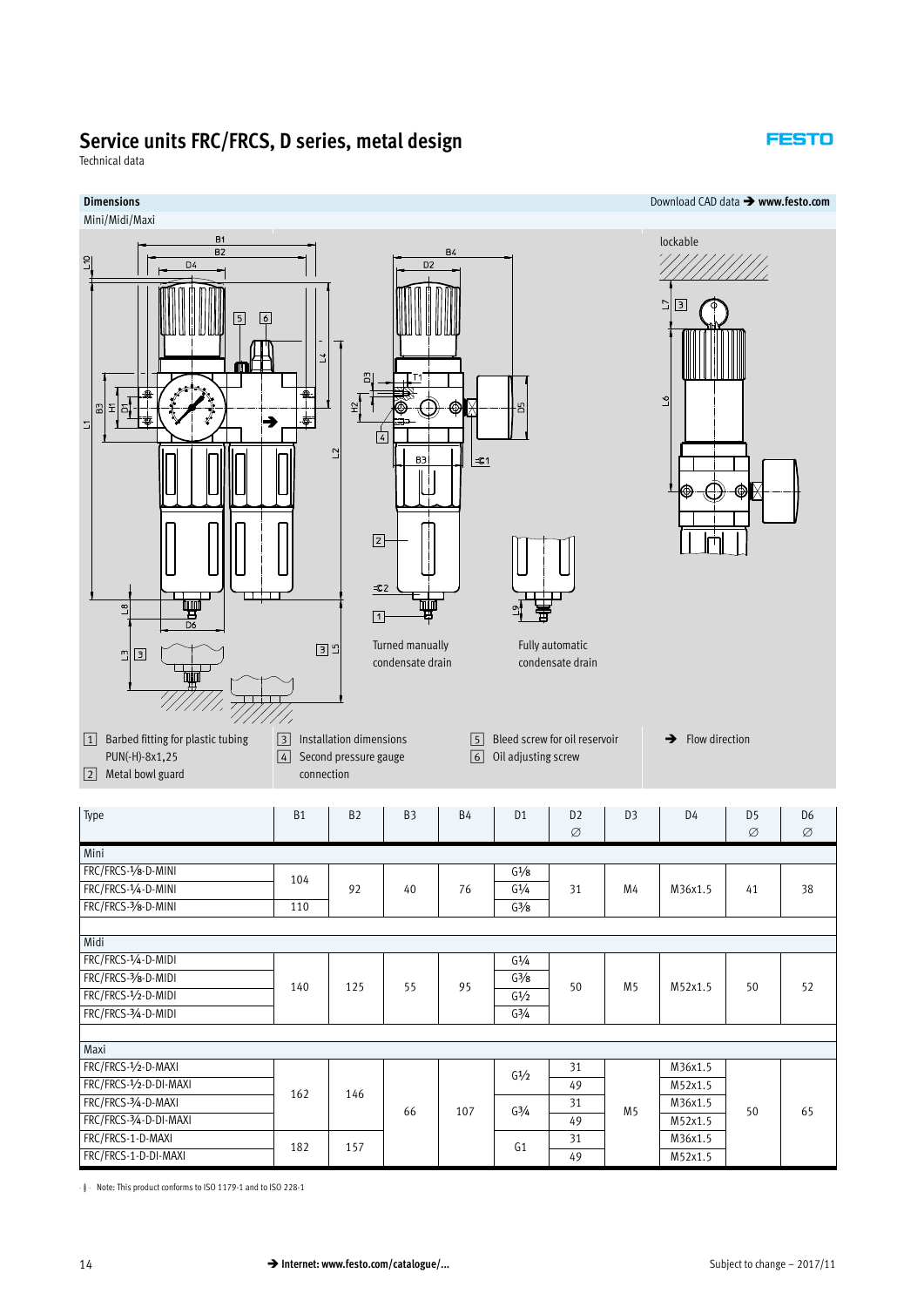# Service units FRC/FRCS, D series, metal design

Technical data

**Dimensions**

Download CAD data ➔ **www.festo.com**

Mini/Midi/Maxi

lockable

Turned manually condensate drain

Fully automatic condensate drain

1 Barbed fitting for plastic tubing PUN(-H)-8x1,25
2 Metal bowl guard
3 Installation dimensions
4 Second pressure gauge connection
5 Bleed screw for oil reservoir
6 Oil adjusting screw
➔ Flow direction

| Type | B1 | B2 | B3 | B4 | D1 | D2 ∅ | D3 | D4 | D5 ∅ | D6 ∅ |
|---|---|---|---|---|---|---|---|---|---|---|
| Mini | | | | | | | | | | |
| FRC/FRCS-⅛-D-MINI | 104 | 92 | 40 | 76 | G⅛ | 31 | M4 | M36x1.5 | 41 | 38 |
| FRC/FRCS-¼-D-MINI | | | | | G¼ | | | | | |
| FRC/FRCS-⅜-D-MINI | 110 | | | | G⅜ | | | | | |
| Midi | | | | | | | | | | |
| FRC/FRCS-¼-D-MIDI | 140 | 125 | 55 | 95 | G¼ | 50 | M5 | M52x1.5 | 50 | 52 |
| FRC/FRCS-⅜-D-MIDI | | | | | G⅜ | | | | | |
| FRC/FRCS-½-D-MIDI | | | | | G½ | | | | | |
| FRC/FRCS-¾-D-MIDI | | | | | G¾ | | | | | |
| Maxi | | | | | | | | | | |
| FRC/FRCS-½-D-MAXI | 162 | 146 | 66 | 107 | G½ | 31 | M5 | M36x1.5 | 50 | 65 |
| FRC/FRCS-½-D-DI-MAXI | | | | | | 49 | | M52x1.5 | | |
| FRC/FRCS-¾-D-MAXI | | | | | G¾ | 31 | | M36x1.5 | | |
| FRC/FRCS-¾-D-DI-MAXI | | | | | | 49 | | M52x1.5 | | |
| FRC/FRCS-1-D-MAXI | 182 | 157 | | | G1 | 31 | | M36x1.5 | | |
| FRC/FRCS-1-D-DI-MAXI | | | | | | 49 | | M52x1.5 | | |

Note: This product conforms to ISO 1179-1 and to ISO 228-1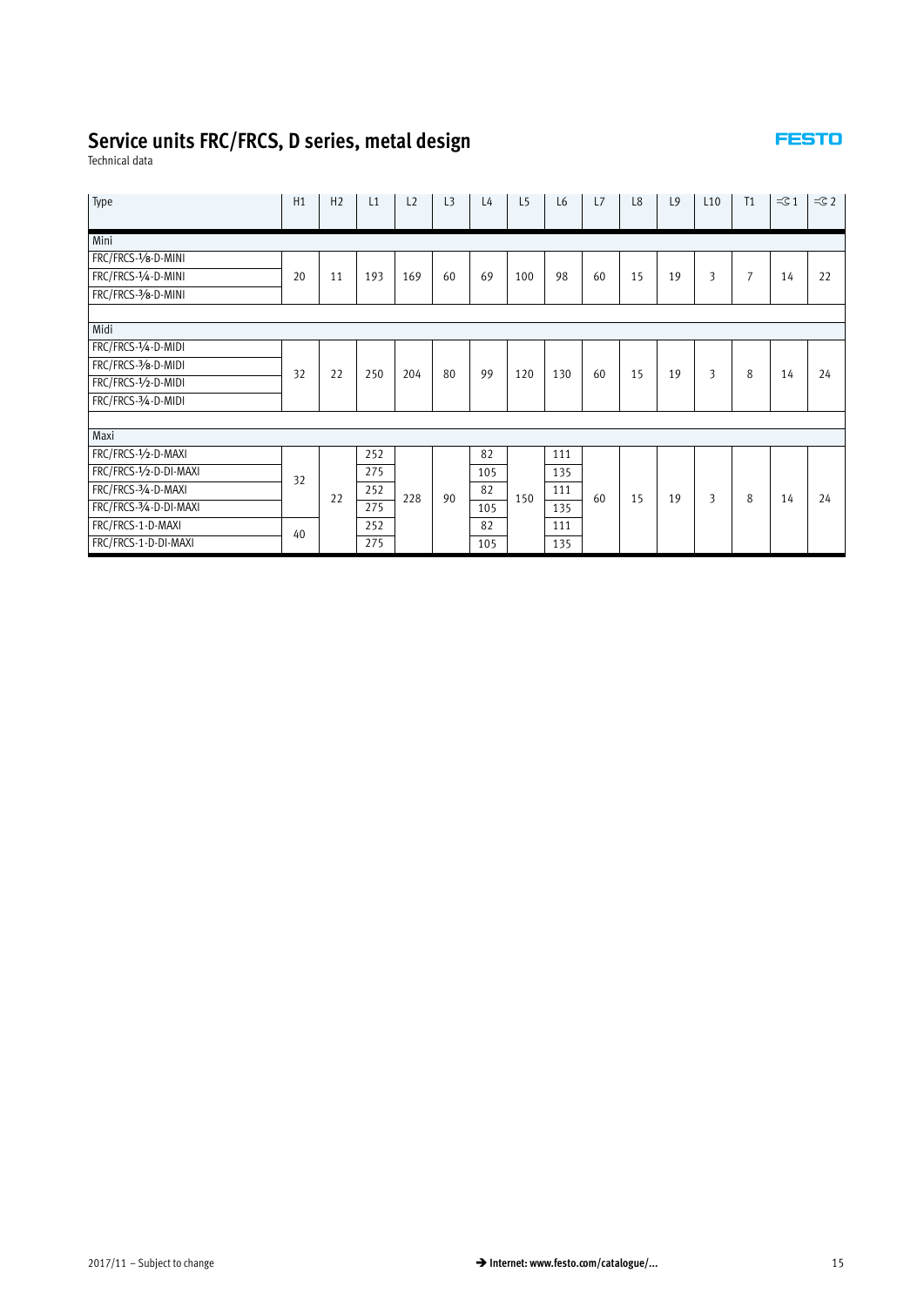# Service units FRC/FRCS, D series, metal design

Technical data

| Type | H1 | H2 | L1 | L2 | L3 | L4 | L5 | L6 | L7 | L8 | L9 | L10 | T1 | ⊂1 | ⊂2 |
|---|---|---|---|---|---|---|---|---|---|---|---|---|---|---|---|
| **Mini** | | | | | | | | | | | | | | | |
| FRC/FRCS-1⁄8-D-MINI | 20 | 11 | 193 | 169 | 60 | 69 | 100 | 98 | 60 | 15 | 19 | 3 | 7 | 14 | 22 |
| FRC/FRCS-1⁄4-D-MINI | 20 | 11 | 193 | 169 | 60 | 69 | 100 | 98 | 60 | 15 | 19 | 3 | 7 | 14 | 22 |
| FRC/FRCS-3⁄8-D-MINI | 20 | 11 | 193 | 169 | 60 | 69 | 100 | 98 | 60 | 15 | 19 | 3 | 7 | 14 | 22 |
| **Midi** | | | | | | | | | | | | | | | |
| FRC/FRCS-1⁄4-D-MIDI | 32 | 22 | 250 | 204 | 80 | 99 | 120 | 130 | 60 | 15 | 19 | 3 | 8 | 14 | 24 |
| FRC/FRCS-3⁄8-D-MIDI | 32 | 22 | 250 | 204 | 80 | 99 | 120 | 130 | 60 | 15 | 19 | 3 | 8 | 14 | 24 |
| FRC/FRCS-1⁄2-D-MIDI | 32 | 22 | 250 | 204 | 80 | 99 | 120 | 130 | 60 | 15 | 19 | 3 | 8 | 14 | 24 |
| FRC/FRCS-3⁄4-D-MIDI | 32 | 22 | 250 | 204 | 80 | 99 | 120 | 130 | 60 | 15 | 19 | 3 | 8 | 14 | 24 |
| **Maxi** | | | | | | | | | | | | | | | |
| FRC/FRCS-1⁄2-D-MAXI | 32 | 22 | 252 | 228 | 90 | 82 | 150 | 111 | 60 | 15 | 19 | 3 | 8 | 14 | 24 |
| FRC/FRCS-1⁄2-D-DI-MAXI | 32 | 22 | 275 | 228 | 90 | 105 | 150 | 135 | 60 | 15 | 19 | 3 | 8 | 14 | 24 |
| FRC/FRCS-3⁄4-D-MAXI | 32 | 22 | 252 | 228 | 90 | 82 | 150 | 111 | 60 | 15 | 19 | 3 | 8 | 14 | 24 |
| FRC/FRCS-3⁄4-D-DI-MAXI | 32 | 22 | 275 | 228 | 90 | 105 | 150 | 135 | 60 | 15 | 19 | 3 | 8 | 14 | 24 |
| FRC/FRCS-1-D-MAXI | 40 | 22 | 252 | 228 | 90 | 82 | 150 | 111 | 60 | 15 | 19 | 3 | 8 | 14 | 24 |
| FRC/FRCS-1-D-DI-MAXI | 40 | 22 | 275 | 228 | 90 | 105 | 150 | 135 | 60 | 15 | 19 | 3 | 8 | 14 | 24 |

2017/11 – Subject to change

→ Internet: www.festo.com/catalogue/...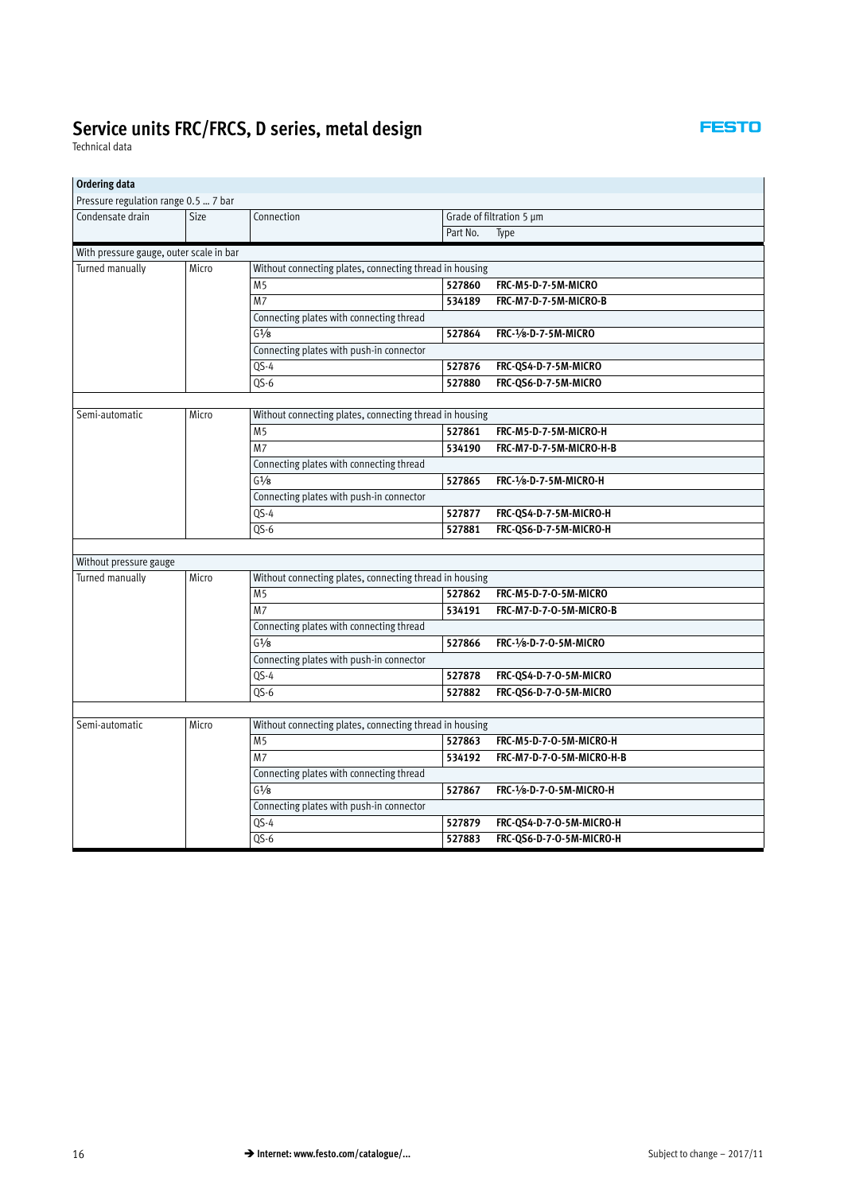# Service units FRC/FRCS, D series, metal design

Technical data

| Ordering data | | | | |
|---|---|---|---|---|
| Pressure regulation range 0.5 … 7 bar | | | | |
| Condensate drain | Size | Connection | Grade of filtration 5 µm | |
| | | | Part No. | Type |
| With pressure gauge, outer scale in bar | | | | |
| Turned manually | Micro | Without connecting plates, connecting thread in housing | | |
| | | M5 | 527860 | FRC-M5-D-7-5M-MICRO |
| | | M7 | 534189 | FRC-M7-D-7-5M-MICRO-B |
| | | Connecting plates with connecting thread | | |
| | | G1⁄8 | 527864 | FRC-1⁄8-D-7-5M-MICRO |
| | | Connecting plates with push-in connector | | |
| | | QS-4 | 527876 | FRC-QS4-D-7-5M-MICRO |
| | | QS-6 | 527880 | FRC-QS6-D-7-5M-MICRO |
| Semi-automatic | Micro | Without connecting plates, connecting thread in housing | | |
| | | M5 | 527861 | FRC-M5-D-7-5M-MICRO-H |
| | | M7 | 534190 | FRC-M7-D-7-5M-MICRO-H-B |
| | | Connecting plates with connecting thread | | |
| | | G1⁄8 | 527865 | FRC-1⁄8-D-7-5M-MICRO-H |
| | | Connecting plates with push-in connector | | |
| | | QS-4 | 527877 | FRC-QS4-D-7-5M-MICRO-H |
| | | QS-6 | 527881 | FRC-QS6-D-7-5M-MICRO-H |
| Without pressure gauge | | | | |
| Turned manually | Micro | Without connecting plates, connecting thread in housing | | |
| | | M5 | 527862 | FRC-M5-D-7-O-5M-MICRO |
| | | M7 | 534191 | FRC-M7-D-7-O-5M-MICRO-B |
| | | Connecting plates with connecting thread | | |
| | | G1⁄8 | 527866 | FRC-1⁄8-D-7-O-5M-MICRO |
| | | Connecting plates with push-in connector | | |
| | | QS-4 | 527878 | FRC-QS4-D-7-O-5M-MICRO |
| | | QS-6 | 527882 | FRC-QS6-D-7-O-5M-MICRO |
| Semi-automatic | Micro | Without connecting plates, connecting thread in housing | | |
| | | M5 | 527863 | FRC-M5-D-7-O-5M-MICRO-H |
| | | M7 | 534192 | FRC-M7-D-7-O-5M-MICRO-H-B |
| | | Connecting plates with connecting thread | | |
| | | G1⁄8 | 527867 | FRC-1⁄8-D-7-O-5M-MICRO-H |
| | | Connecting plates with push-in connector | | |
| | | QS-4 | 527879 | FRC-QS4-D-7-O-5M-MICRO-H |
| | | QS-6 | 527883 | FRC-QS6-D-7-O-5M-MICRO-H |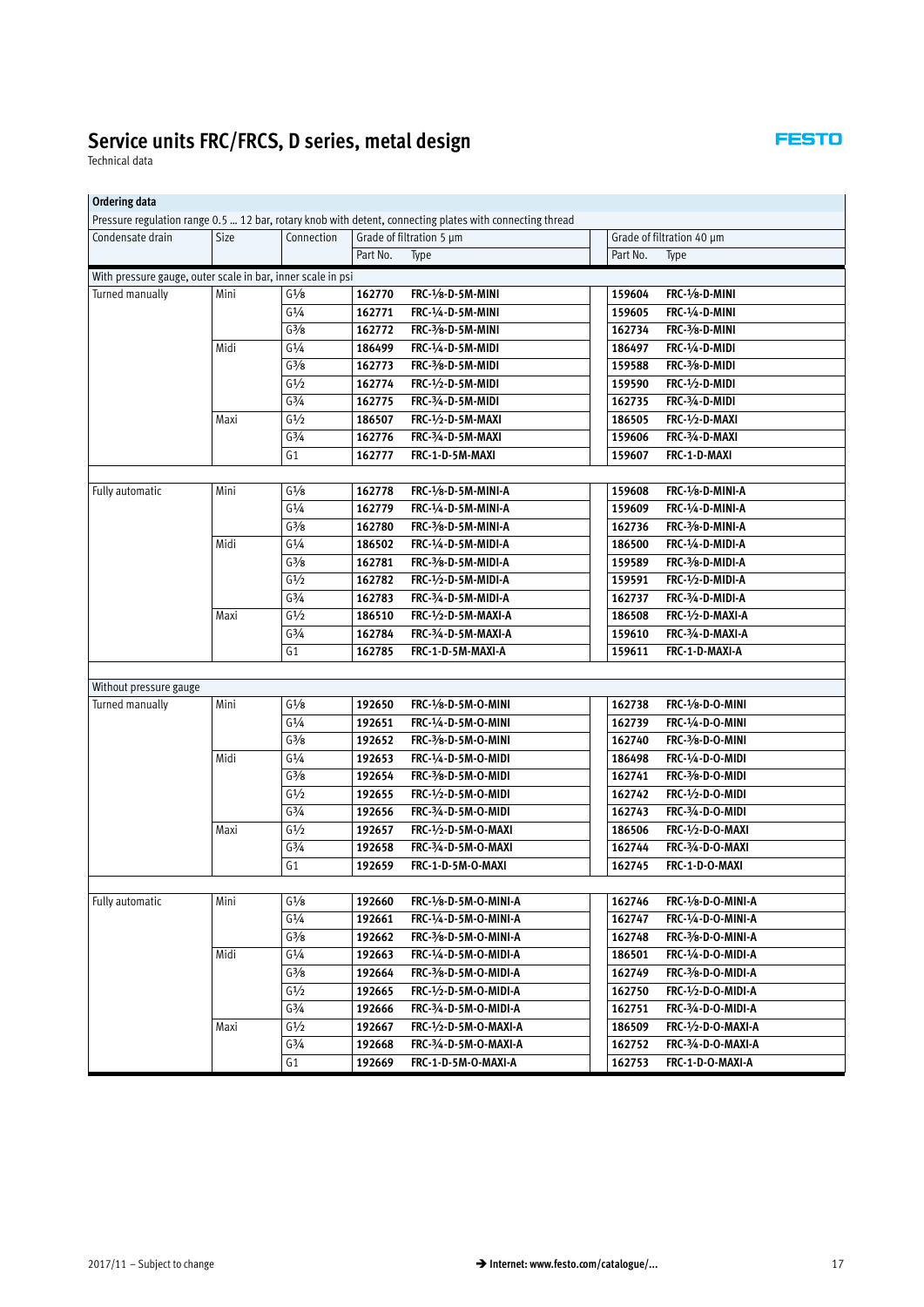# Service units FRC/FRCS, D series, metal design

Technical data

**Ordering data**

Pressure regulation range 0.5 … 12 bar, rotary knob with detent, connecting plates with connecting thread

| Condensate drain | Size | Connection | Grade of filtration 5 µm | | Grade of filtration 40 µm | |
|---|---|---|---|---|---|---|
| | | | Part No. | Type | Part No. | Type |
| **With pressure gauge, outer scale in bar, inner scale in psi** | | | | | | |
| Turned manually | Mini | G⅛ | 162770 | FRC-⅛-D-5M-MINI | 159604 | FRC-⅛-D-MINI |
| | | G¼ | 162771 | FRC-¼-D-5M-MINI | 159605 | FRC-¼-D-MINI |
| | | G⅜ | 162772 | FRC-⅜-D-5M-MINI | 162734 | FRC-⅜-D-MINI |
| | Midi | G¼ | 186499 | FRC-¼-D-5M-MIDI | 186497 | FRC-¼-D-MIDI |
| | | G⅜ | 162773 | FRC-⅜-D-5M-MIDI | 159588 | FRC-⅜-D-MIDI |
| | | G½ | 162774 | FRC-½-D-5M-MIDI | 159590 | FRC-½-D-MIDI |
| | | G¾ | 162775 | FRC-¾-D-5M-MIDI | 162735 | FRC-¾-D-MIDI |
| | Maxi | G½ | 186507 | FRC-½-D-5M-MAXI | 186505 | FRC-½-D-MAXI |
| | | G¾ | 162776 | FRC-¾-D-5M-MAXI | 159606 | FRC-¾-D-MAXI |
| | | G1 | 162777 | FRC-1-D-5M-MAXI | 159607 | FRC-1-D-MAXI |
| Fully automatic | Mini | G⅛ | 162778 | FRC-⅛-D-5M-MINI-A | 159608 | FRC-⅛-D-MINI-A |
| | | G¼ | 162779 | FRC-¼-D-5M-MINI-A | 159609 | FRC-¼-D-MINI-A |
| | | G⅜ | 162780 | FRC-⅜-D-5M-MINI-A | 162736 | FRC-⅜-D-MINI-A |
| | Midi | G¼ | 186502 | FRC-¼-D-5M-MIDI-A | 186500 | FRC-¼-D-MIDI-A |
| | | G⅜ | 162781 | FRC-⅜-D-5M-MIDI-A | 159589 | FRC-⅜-D-MIDI-A |
| | | G½ | 162782 | FRC-½-D-5M-MIDI-A | 159591 | FRC-½-D-MIDI-A |
| | | G¾ | 162783 | FRC-¾-D-5M-MIDI-A | 162737 | FRC-¾-D-MIDI-A |
| | Maxi | G½ | 186510 | FRC-½-D-5M-MAXI-A | 186508 | FRC-½-D-MAXI-A |
| | | G¾ | 162784 | FRC-¾-D-5M-MAXI-A | 159610 | FRC-¾-D-MAXI-A |
| | | G1 | 162785 | FRC-1-D-5M-MAXI-A | 159611 | FRC-1-D-MAXI-A |
| **Without pressure gauge** | | | | | | |
| Turned manually | Mini | G⅛ | 192650 | FRC-⅛-D-5M-O-MINI | 162738 | FRC-⅛-D-O-MINI |
| | | G¼ | 192651 | FRC-¼-D-5M-O-MINI | 162739 | FRC-¼-D-O-MINI |
| | | G⅜ | 192652 | FRC-⅜-D-5M-O-MINI | 162740 | FRC-⅜-D-O-MINI |
| | Midi | G¼ | 192653 | FRC-¼-D-5M-O-MIDI | 186498 | FRC-¼-D-O-MIDI |
| | | G⅜ | 192654 | FRC-⅜-D-5M-O-MIDI | 162741 | FRC-⅜-D-O-MIDI |
| | | G½ | 192655 | FRC-½-D-5M-O-MIDI | 162742 | FRC-½-D-O-MIDI |
| | | G¾ | 192656 | FRC-¾-D-5M-O-MIDI | 162743 | FRC-¾-D-O-MIDI |
| | Maxi | G½ | 192657 | FRC-½-D-5M-O-MAXI | 186506 | FRC-½-D-O-MAXI |
| | | G¾ | 192658 | FRC-¾-D-5M-O-MAXI | 162744 | FRC-¾-D-O-MAXI |
| | | G1 | 192659 | FRC-1-D-5M-O-MAXI | 162745 | FRC-1-D-O-MAXI |
| Fully automatic | Mini | G⅛ | 192660 | FRC-⅛-D-5M-O-MINI-A | 162746 | FRC-⅛-D-O-MINI-A |
| | | G¼ | 192661 | FRC-¼-D-5M-O-MINI-A | 162747 | FRC-¼-D-O-MINI-A |
| | | G⅜ | 192662 | FRC-⅜-D-5M-O-MINI-A | 162748 | FRC-⅜-D-O-MINI-A |
| | Midi | G¼ | 192663 | FRC-¼-D-5M-O-MIDI-A | 186501 | FRC-¼-D-O-MIDI-A |
| | | G⅜ | 192664 | FRC-⅜-D-5M-O-MIDI-A | 162749 | FRC-⅜-D-O-MIDI-A |
| | | G½ | 192665 | FRC-½-D-5M-O-MIDI-A | 162750 | FRC-½-D-O-MIDI-A |
| | | G¾ | 192666 | FRC-¾-D-5M-O-MIDI-A | 162751 | FRC-¾-D-O-MIDI-A |
| | Maxi | G½ | 192667 | FRC-½-D-5M-O-MAXI-A | 186509 | FRC-½-D-O-MAXI-A |
| | | G¾ | 192668 | FRC-¾-D-5M-O-MAXI-A | 162752 | FRC-¾-D-O-MAXI-A |
| | | G1 | 192669 | FRC-1-D-5M-O-MAXI-A | 162753 | FRC-1-D-O-MAXI-A |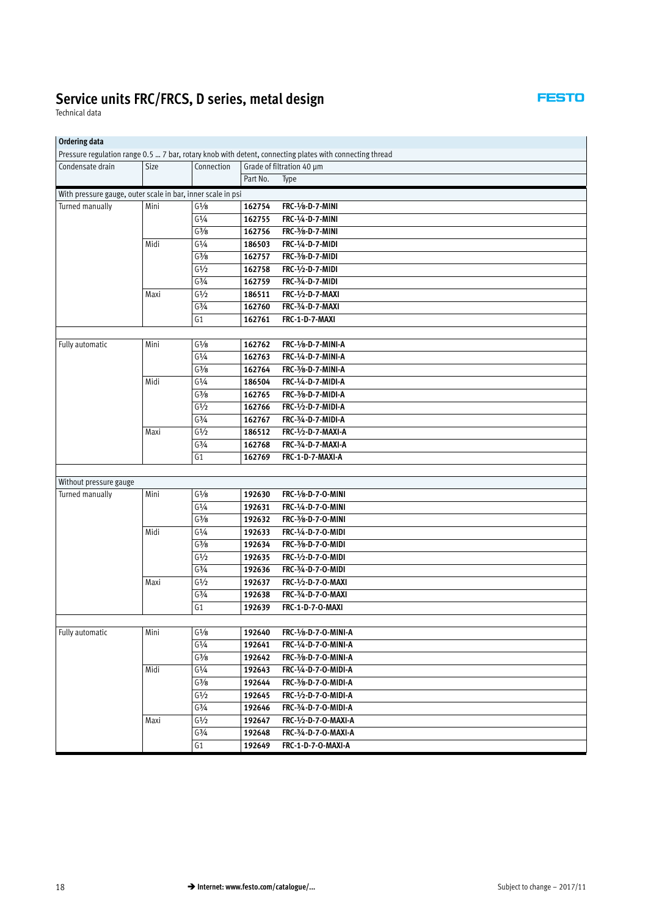# Service units FRC/FRCS, D series, metal design

Technical data

**Ordering data**

Pressure regulation range 0.5 … 7 bar, rotary knob with detent, connecting plates with connecting thread

| Condensate drain | Size | Connection | Grade of filtration 40 µm | |
|---|---|---|---|---|
| | | | Part No. | Type |
| **With pressure gauge, outer scale in bar, inner scale in psi** | | | | |
| Turned manually | Mini | G⅛ | **162754** | **FRC-⅛-D-7-MINI** |
| | | G¼ | **162755** | **FRC-¼-D-7-MINI** |
| | | G⅜ | **162756** | **FRC-⅜-D-7-MINI** |
| | Midi | G¼ | **186503** | **FRC-¼-D-7-MIDI** |
| | | G⅜ | **162757** | **FRC-⅜-D-7-MIDI** |
| | | G½ | **162758** | **FRC-½-D-7-MIDI** |
| | | G¾ | **162759** | **FRC-¾-D-7-MIDI** |
| | Maxi | G½ | **186511** | **FRC-½-D-7-MAXI** |
| | | G¾ | **162760** | **FRC-¾-D-7-MAXI** |
| | | G1 | **162761** | **FRC-1-D-7-MAXI** |
| Fully automatic | Mini | G⅛ | **162762** | **FRC-⅛-D-7-MINI-A** |
| | | G¼ | **162763** | **FRC-¼-D-7-MINI-A** |
| | | G⅜ | **162764** | **FRC-⅜-D-7-MINI-A** |
| | Midi | G¼ | **186504** | **FRC-¼-D-7-MIDI-A** |
| | | G⅜ | **162765** | **FRC-⅜-D-7-MIDI-A** |
| | | G½ | **162766** | **FRC-½-D-7-MIDI-A** |
| | | G¾ | **162767** | **FRC-¾-D-7-MIDI-A** |
| | Maxi | G½ | **186512** | **FRC-½-D-7-MAXI-A** |
| | | G¾ | **162768** | **FRC-¾-D-7-MAXI-A** |
| | | G1 | **162769** | **FRC-1-D-7-MAXI-A** |
| **Without pressure gauge** | | | | |
| Turned manually | Mini | G⅛ | **192630** | **FRC-⅛-D-7-O-MINI** |
| | | G¼ | **192631** | **FRC-¼-D-7-O-MINI** |
| | | G⅜ | **192632** | **FRC-⅜-D-7-O-MINI** |
| | Midi | G¼ | **192633** | **FRC-¼-D-7-O-MIDI** |
| | | G⅜ | **192634** | **FRC-⅜-D-7-O-MIDI** |
| | | G½ | **192635** | **FRC-½-D-7-O-MIDI** |
| | | G¾ | **192636** | **FRC-¾-D-7-O-MIDI** |
| | Maxi | G½ | **192637** | **FRC-½-D-7-O-MAXI** |
| | | G¾ | **192638** | **FRC-¾-D-7-O-MAXI** |
| | | G1 | **192639** | **FRC-1-D-7-O-MAXI** |
| Fully automatic | Mini | G⅛ | **192640** | **FRC-⅛-D-7-O-MINI-A** |
| | | G¼ | **192641** | **FRC-¼-D-7-O-MINI-A** |
| | | G⅜ | **192642** | **FRC-⅜-D-7-O-MINI-A** |
| | Midi | G¼ | **192643** | **FRC-¼-D-7-O-MIDI-A** |
| | | G⅜ | **192644** | **FRC-⅜-D-7-O-MIDI-A** |
| | | G½ | **192645** | **FRC-½-D-7-O-MIDI-A** |
| | | G¾ | **192646** | **FRC-¾-D-7-O-MIDI-A** |
| | Maxi | G½ | **192647** | **FRC-½-D-7-O-MAXI-A** |
| | | G¾ | **192648** | **FRC-¾-D-7-O-MAXI-A** |
| | | G1 | **192649** | **FRC-1-D-7-O-MAXI-A** |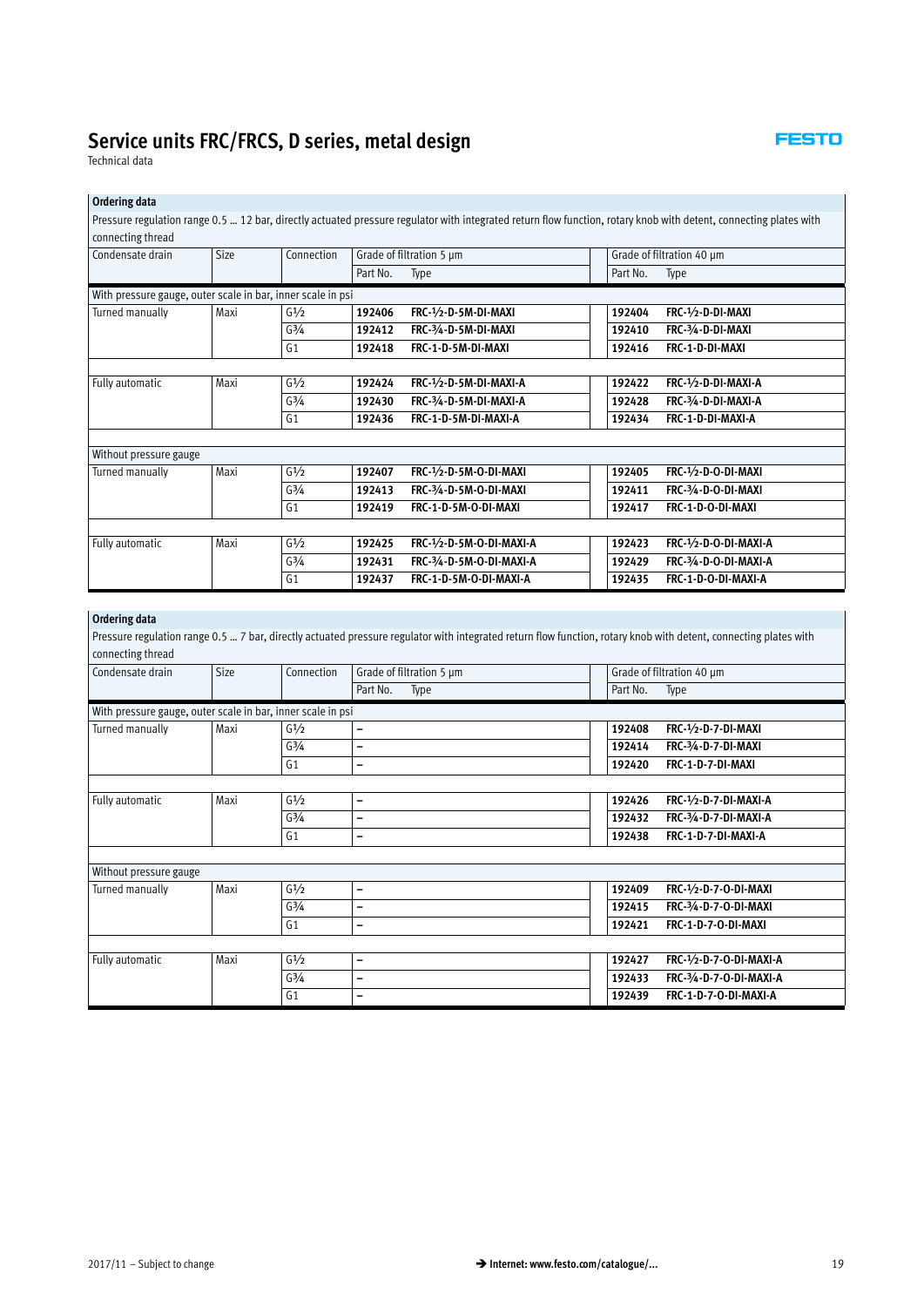# Service units FRC/FRCS, D series, metal design

Technical data

**Ordering data**

Pressure regulation range 0.5 … 12 bar, directly actuated pressure regulator with integrated return flow function, rotary knob with detent, connecting plates with connecting thread

| Condensate drain | Size | Connection | Grade of filtration 5 µm | | Grade of filtration 40 µm | |
|---|---|---|---|---|---|---|
| | | | Part No. | Type | Part No. | Type |
| With pressure gauge, outer scale in bar, inner scale in psi | | | | | | |
| Turned manually | Maxi | G½ | **192406** | **FRC-½-D-5M-DI-MAXI** | **192404** | **FRC-½-D-DI-MAXI** |
| | | G¾ | **192412** | **FRC-¾-D-5M-DI-MAXI** | **192410** | **FRC-¾-D-DI-MAXI** |
| | | G1 | **192418** | **FRC-1-D-5M-DI-MAXI** | **192416** | **FRC-1-D-DI-MAXI** |
| Fully automatic | Maxi | G½ | **192424** | **FRC-½-D-5M-DI-MAXI-A** | **192422** | **FRC-½-D-DI-MAXI-A** |
| | | G¾ | **192430** | **FRC-¾-D-5M-DI-MAXI-A** | **192428** | **FRC-¾-D-DI-MAXI-A** |
| | | G1 | **192436** | **FRC-1-D-5M-DI-MAXI-A** | **192434** | **FRC-1-D-DI-MAXI-A** |
| Without pressure gauge | | | | | | |
| Turned manually | Maxi | G½ | **192407** | **FRC-½-D-5M-O-DI-MAXI** | **192405** | **FRC-½-D-O-DI-MAXI** |
| | | G¾ | **192413** | **FRC-¾-D-5M-O-DI-MAXI** | **192411** | **FRC-¾-D-O-DI-MAXI** |
| | | G1 | **192419** | **FRC-1-D-5M-O-DI-MAXI** | **192417** | **FRC-1-D-O-DI-MAXI** |
| Fully automatic | Maxi | G½ | **192425** | **FRC-½-D-5M-O-DI-MAXI-A** | **192423** | **FRC-½-D-O-DI-MAXI-A** |
| | | G¾ | **192431** | **FRC-¾-D-5M-O-DI-MAXI-A** | **192429** | **FRC-¾-D-O-DI-MAXI-A** |
| | | G1 | **192437** | **FRC-1-D-5M-O-DI-MAXI-A** | **192435** | **FRC-1-D-O-DI-MAXI-A** |

**Ordering data**

Pressure regulation range 0.5 … 7 bar, directly actuated pressure regulator with integrated return flow function, rotary knob with detent, connecting plates with connecting thread

| Condensate drain | Size | Connection | Grade of filtration 5 µm | | Grade of filtration 40 µm | |
|---|---|---|---|---|---|---|
| | | | Part No. | Type | Part No. | Type |
| With pressure gauge, outer scale in bar, inner scale in psi | | | | | | |
| Turned manually | Maxi | G½ | – | | **192408** | **FRC-½-D-7-DI-MAXI** |
| | | G¾ | – | | **192414** | **FRC-¾-D-7-DI-MAXI** |
| | | G1 | – | | **192420** | **FRC-1-D-7-DI-MAXI** |
| Fully automatic | Maxi | G½ | – | | **192426** | **FRC-½-D-7-DI-MAXI-A** |
| | | G¾ | – | | **192432** | **FRC-¾-D-7-DI-MAXI-A** |
| | | G1 | – | | **192438** | **FRC-1-D-7-DI-MAXI-A** |
| Without pressure gauge | | | | | | |
| Turned manually | Maxi | G½ | – | | **192409** | **FRC-½-D-7-O-DI-MAXI** |
| | | G¾ | – | | **192415** | **FRC-¾-D-7-O-DI-MAXI** |
| | | G1 | – | | **192421** | **FRC-1-D-7-O-DI-MAXI** |
| Fully automatic | Maxi | G½ | – | | **192427** | **FRC-½-D-7-O-DI-MAXI-A** |
| | | G¾ | – | | **192433** | **FRC-¾-D-7-O-DI-MAXI-A** |
| | | G1 | – | | **192439** | **FRC-1-D-7-O-DI-MAXI-A** |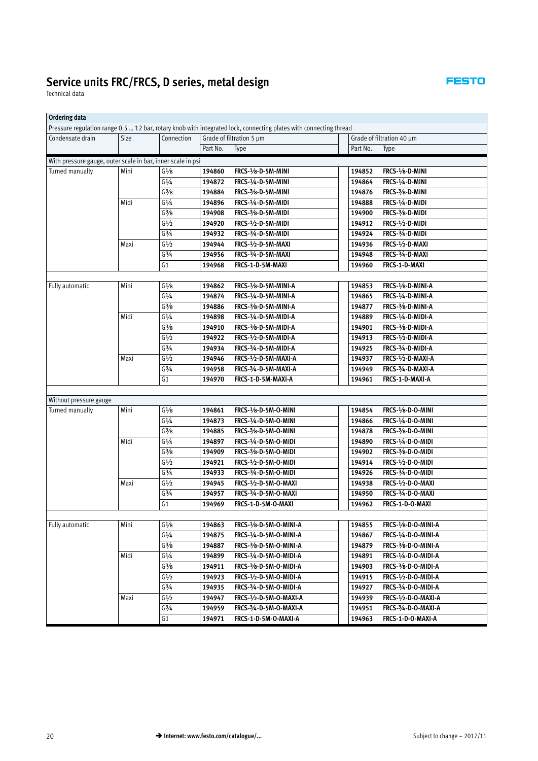# Service units FRC/FRCS, D series, metal design

Technical data

**Ordering data**

Pressure regulation range 0.5 … 12 bar, rotary knob with integrated lock, connecting plates with connecting thread

| Condensate drain | Size | Connection | Grade of filtration 5 µm | | Grade of filtration 40 µm | |
|---|---|---|---|---|---|---|
| | | | Part No. | Type | Part No. | Type |
| With pressure gauge, outer scale in bar, inner scale in psi | | | | | | |
| Turned manually | Mini | G⅛ | 194860 | FRCS-⅛-D-5M-MINI | 194852 | FRCS-⅛-D-MINI |
| | | G¼ | 194872 | FRCS-¼-D-5M-MINI | 194864 | FRCS-¼-D-MINI |
| | | G⅜ | 194884 | FRCS-⅜-D-5M-MINI | 194876 | FRCS-⅜-D-MINI |
| | Midi | G¼ | 194896 | FRCS-¼-D-5M-MIDI | 194888 | FRCS-¼-D-MIDI |
| | | G⅜ | 194908 | FRCS-⅜-D-5M-MIDI | 194900 | FRCS-⅜-D-MIDI |
| | | G½ | 194920 | FRCS-½-D-5M-MIDI | 194912 | FRCS-½-D-MIDI |
| | | G¾ | 194932 | FRCS-¾-D-5M-MIDI | 194924 | FRCS-¾-D-MIDI |
| | Maxi | G½ | 194944 | FRCS-½-D-5M-MAXI | 194936 | FRCS-½-D-MAXI |
| | | G¾ | 194956 | FRCS-¾-D-5M-MAXI | 194948 | FRCS-¾-D-MAXI |
| | | G1 | 194968 | FRCS-1-D-5M-MAXI | 194960 | FRCS-1-D-MAXI |
| Fully automatic | Mini | G⅛ | 194862 | FRCS-⅛-D-5M-MINI-A | 194853 | FRCS-⅛-D-MINI-A |
| | | G¼ | 194874 | FRCS-¼-D-5M-MINI-A | 194865 | FRCS-¼-D-MINI-A |
| | | G⅜ | 194886 | FRCS-⅜-D-5M-MINI-A | 194877 | FRCS-⅜-D-MINI-A |
| | Midi | G¼ | 194898 | FRCS-¼-D-5M-MIDI-A | 194889 | FRCS-¼-D-MIDI-A |
| | | G⅜ | 194910 | FRCS-⅜-D-5M-MIDI-A | 194901 | FRCS-⅜-D-MIDI-A |
| | | G½ | 194922 | FRCS-½-D-5M-MIDI-A | 194913 | FRCS-½-D-MIDI-A |
| | | G¾ | 194934 | FRCS-¾-D-5M-MIDI-A | 194925 | FRCS-¾-D-MIDI-A |
| | Maxi | G½ | 194946 | FRCS-½-D-5M-MAXI-A | 194937 | FRCS-½-D-MAXI-A |
| | | G¾ | 194958 | FRCS-¾-D-5M-MAXI-A | 194949 | FRCS-¾-D-MAXI-A |
| | | G1 | 194970 | FRCS-1-D-5M-MAXI-A | 194961 | FRCS-1-D-MAXI-A |
| Without pressure gauge | | | | | | |
| Turned manually | Mini | G⅛ | 194861 | FRCS-⅛-D-5M-O-MINI | 194854 | FRCS-⅛-D-O-MINI |
| | | G¼ | 194873 | FRCS-¼-D-5M-O-MINI | 194866 | FRCS-¼-D-O-MINI |
| | | G⅜ | 194885 | FRCS-⅜-D-5M-O-MINI | 194878 | FRCS-⅜-D-O-MINI |
| | Midi | G¼ | 194897 | FRCS-¼-D-5M-O-MIDI | 194890 | FRCS-¼-D-O-MIDI |
| | | G⅜ | 194909 | FRCS-⅜-D-5M-O-MIDI | 194902 | FRCS-⅜-D-O-MIDI |
| | | G½ | 194921 | FRCS-½-D-5M-O-MIDI | 194914 | FRCS-½-D-O-MIDI |
| | | G¾ | 194933 | FRCS-¾-D-5M-O-MIDI | 194926 | FRCS-¾-D-O-MIDI |
| | Maxi | G½ | 194945 | FRCS-½-D-5M-O-MAXI | 194938 | FRCS-½-D-O-MAXI |
| | | G¾ | 194957 | FRCS-¾-D-5M-O-MAXI | 194950 | FRCS-¾-D-O-MAXI |
| | | G1 | 194969 | FRCS-1-D-5M-O-MAXI | 194962 | FRCS-1-D-O-MAXI |
| Fully automatic | Mini | G⅛ | 194863 | FRCS-⅛-D-5M-O-MINI-A | 194855 | FRCS-⅛-D-O-MINI-A |
| | | G¼ | 194875 | FRCS-¼-D-5M-O-MINI-A | 194867 | FRCS-¼-D-O-MINI-A |
| | | G⅜ | 194887 | FRCS-⅜-D-5M-O-MINI-A | 194879 | FRCS-⅜-D-O-MINI-A |
| | Midi | G¼ | 194899 | FRCS-¼-D-5M-O-MIDI-A | 194891 | FRCS-¼-D-O-MIDI-A |
| | | G⅜ | 194911 | FRCS-⅜-D-5M-O-MIDI-A | 194903 | FRCS-⅜-D-O-MIDI-A |
| | | G½ | 194923 | FRCS-½-D-5M-O-MIDI-A | 194915 | FRCS-½-D-O-MIDI-A |
| | | G¾ | 194935 | FRCS-¾-D-5M-O-MIDI-A | 194927 | FRCS-¾-D-O-MIDI-A |
| | Maxi | G½ | 194947 | FRCS-½-D-5M-O-MAXI-A | 194939 | FRCS-½-D-O-MAXI-A |
| | | G¾ | 194959 | FRCS-¾-D-5M-O-MAXI-A | 194951 | FRCS-¾-D-O-MAXI-A |
| | | G1 | 194971 | FRCS-1-D-5M-O-MAXI-A | 194963 | FRCS-1-D-O-MAXI-A |

→ Internet: www.festo.com/catalogue/...

Subject to change – 2017/11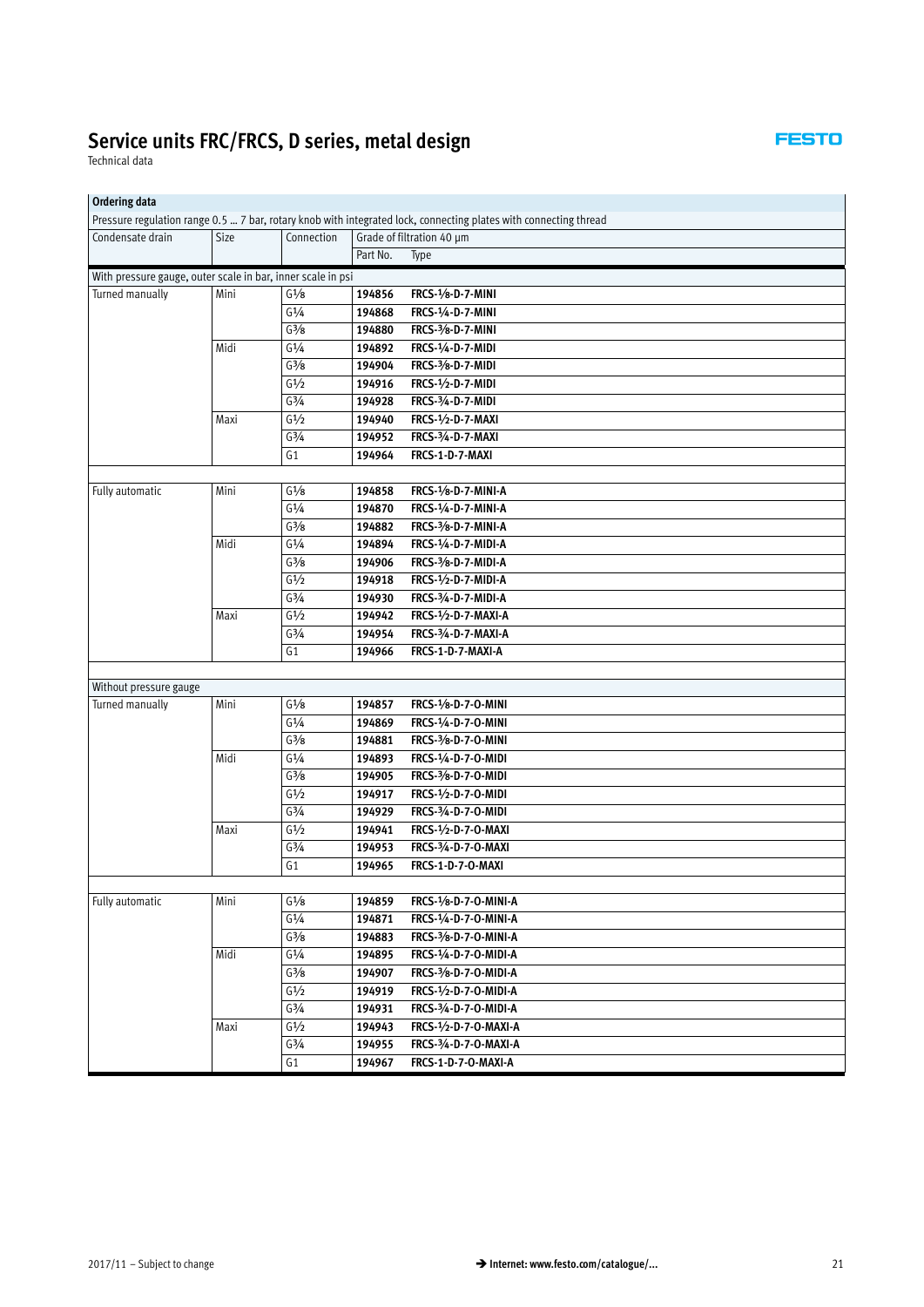# Service units FRC/FRCS, D series, metal design

Technical data

| Ordering data | | | | |
|---|---|---|---|---|
| Pressure regulation range 0.5 … 7 bar, rotary knob with integrated lock, connecting plates with connecting thread | | | | |
| Condensate drain | Size | Connection | Grade of filtration 40 µm | |
| | | | Part No. | Type |
| With pressure gauge, outer scale in bar, inner scale in psi | | | | |
| Turned manually | Mini | G⅛ | 194856 | **FRCS-⅛-D-7-MINI** |
| | | G¼ | 194868 | **FRCS-¼-D-7-MINI** |
| | | G⅜ | 194880 | **FRCS-⅜-D-7-MINI** |
| | Midi | G¼ | 194892 | **FRCS-¼-D-7-MIDI** |
| | | G⅜ | 194904 | **FRCS-⅜-D-7-MIDI** |
| | | G½ | 194916 | **FRCS-½-D-7-MIDI** |
| | | G¾ | 194928 | **FRCS-¾-D-7-MIDI** |
| | Maxi | G½ | 194940 | **FRCS-½-D-7-MAXI** |
| | | G¾ | 194952 | **FRCS-¾-D-7-MAXI** |
| | | G1 | 194964 | **FRCS-1-D-7-MAXI** |
| Fully automatic | Mini | G⅛ | 194858 | **FRCS-⅛-D-7-MINI-A** |
| | | G¼ | 194870 | **FRCS-¼-D-7-MINI-A** |
| | | G⅜ | 194882 | **FRCS-⅜-D-7-MINI-A** |
| | Midi | G¼ | 194894 | **FRCS-¼-D-7-MIDI-A** |
| | | G⅜ | 194906 | **FRCS-⅜-D-7-MIDI-A** |
| | | G½ | 194918 | **FRCS-½-D-7-MIDI-A** |
| | | G¾ | 194930 | **FRCS-¾-D-7-MIDI-A** |
| | Maxi | G½ | 194942 | **FRCS-½-D-7-MAXI-A** |
| | | G¾ | 194954 | **FRCS-¾-D-7-MAXI-A** |
| | | G1 | 194966 | **FRCS-1-D-7-MAXI-A** |
| Without pressure gauge | | | | |
| Turned manually | Mini | G⅛ | 194857 | **FRCS-⅛-D-7-O-MINI** |
| | | G¼ | 194869 | **FRCS-¼-D-7-O-MINI** |
| | | G⅜ | 194881 | **FRCS-⅜-D-7-O-MINI** |
| | Midi | G¼ | 194893 | **FRCS-¼-D-7-O-MIDI** |
| | | G⅜ | 194905 | **FRCS-⅜-D-7-O-MIDI** |
| | | G½ | 194917 | **FRCS-½-D-7-O-MIDI** |
| | | G¾ | 194929 | **FRCS-¾-D-7-O-MIDI** |
| | Maxi | G½ | 194941 | **FRCS-½-D-7-O-MAXI** |
| | | G¾ | 194953 | **FRCS-¾-D-7-O-MAXI** |
| | | G1 | 194965 | **FRCS-1-D-7-O-MAXI** |
| Fully automatic | Mini | G⅛ | 194859 | **FRCS-⅛-D-7-O-MINI-A** |
| | | G¼ | 194871 | **FRCS-¼-D-7-O-MINI-A** |
| | | G⅜ | 194883 | **FRCS-⅜-D-7-O-MINI-A** |
| | Midi | G¼ | 194895 | **FRCS-¼-D-7-O-MIDI-A** |
| | | G⅜ | 194907 | **FRCS-⅜-D-7-O-MIDI-A** |
| | | G½ | 194919 | **FRCS-½-D-7-O-MIDI-A** |
| | | G¾ | 194931 | **FRCS-¾-D-7-O-MIDI-A** |
| | Maxi | G½ | 194943 | **FRCS-½-D-7-O-MAXI-A** |
| | | G¾ | 194955 | **FRCS-¾-D-7-O-MAXI-A** |
| | | G1 | 194967 | **FRCS-1-D-7-O-MAXI-A** |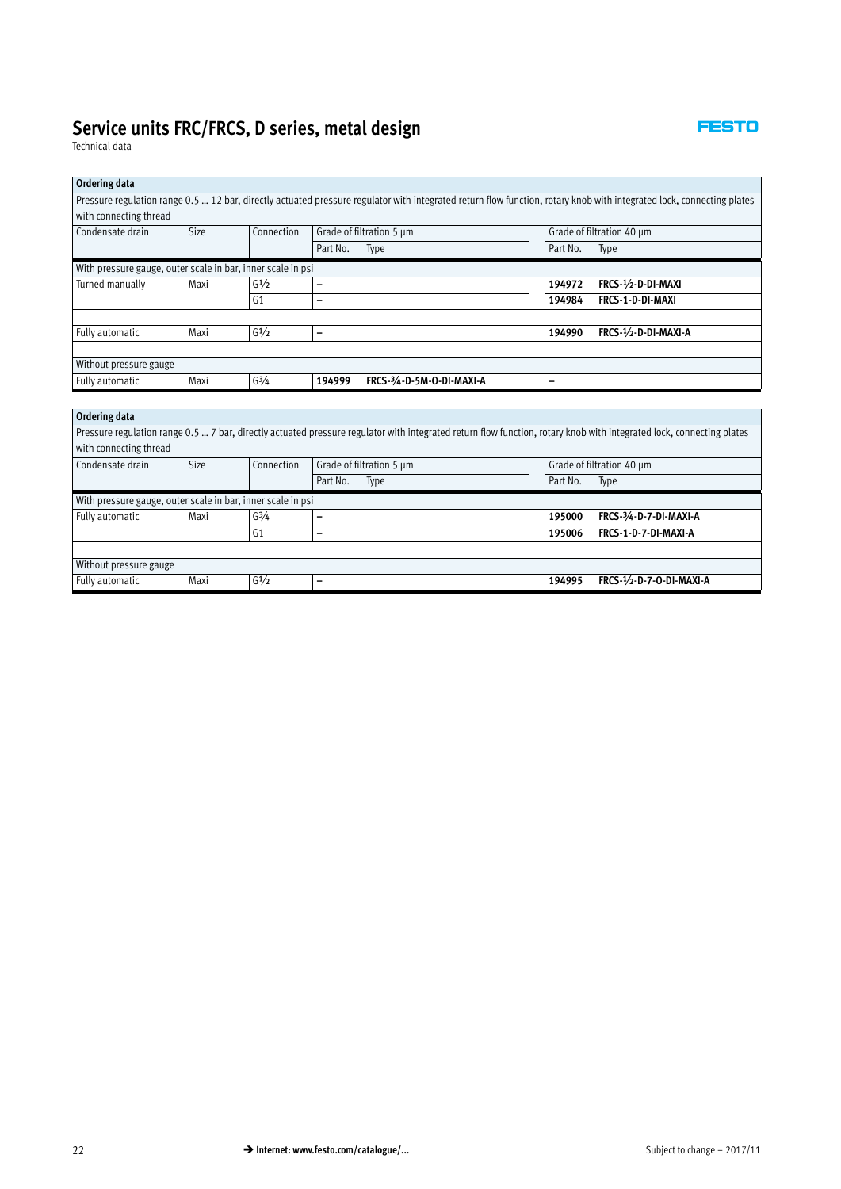# Service units FRC/FRCS, D series, metal design

Technical data

**Ordering data**

Pressure regulation range 0.5 … 12 bar, directly actuated pressure regulator with integrated return flow function, rotary knob with integrated lock, connecting plates with connecting thread

| Condensate drain | Size | Connection | Grade of filtration 5 µm | | Grade of filtration 40 µm | |
|---|---|---|---|---|---|---|
| | | | Part No. | Type | Part No. | Type |
| With pressure gauge, outer scale in bar, inner scale in psi | | | | | | |
| Turned manually | Maxi | G½ | – | | **194972** | **FRCS-½-D-DI-MAXI** |
| | | G1 | – | | **194984** | **FRCS-1-D-DI-MAXI** |
| Fully automatic | Maxi | G½ | – | | **194990** | **FRCS-½-D-DI-MAXI-A** |
| Without pressure gauge | | | | | | |
| Fully automatic | Maxi | G¾ | **194999** | **FRCS-¾-D-5M-O-DI-MAXI-A** | – | |

**Ordering data**

Pressure regulation range 0.5 … 7 bar, directly actuated pressure regulator with integrated return flow function, rotary knob with integrated lock, connecting plates with connecting thread

| Condensate drain | Size | Connection | Grade of filtration 5 µm | | Grade of filtration 40 µm | |
|---|---|---|---|---|---|---|
| | | | Part No. | Type | Part No. | Type |
| With pressure gauge, outer scale in bar, inner scale in psi | | | | | | |
| Fully automatic | Maxi | G¾ | – | | **195000** | **FRCS-¾-D-7-DI-MAXI-A** |
| | | G1 | – | | **195006** | **FRCS-1-D-7-DI-MAXI-A** |
| Without pressure gauge | | | | | | |
| Fully automatic | Maxi | G½ | – | | **194995** | **FRCS-½-D-7-O-DI-MAXI-A** |

➔ Internet: www.festo.com/catalogue/...

Subject to change – 2017/11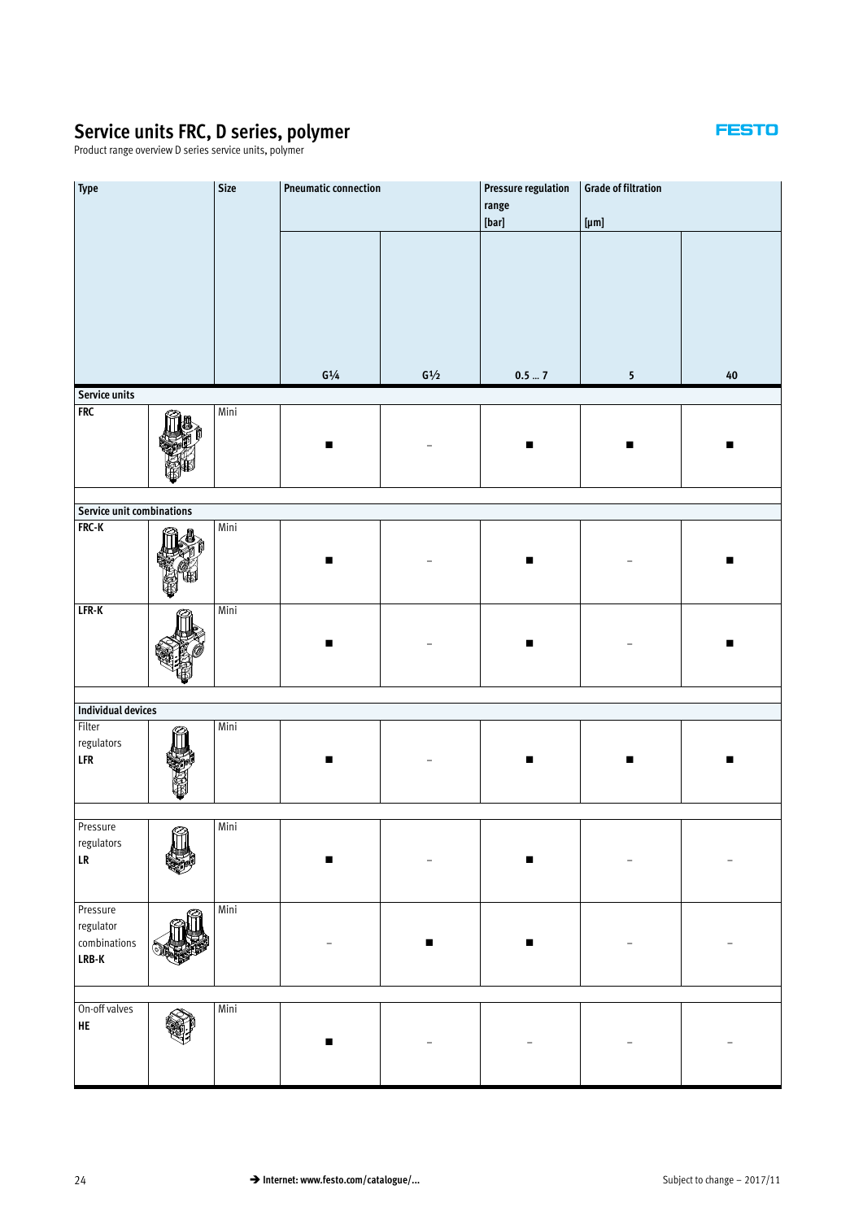# Service units FRC, D series, polymer

Product range overview D series service units, polymer

| Type | Size | Pneumatic connection | | Pressure regulation range [bar] | Grade of filtration [µm] | |
|---|---|---|---|---|---|---|
| | | G¼ | G½ | 0.5 … 7 | 5 | 40 |
| **Service units** | | | | | | |
| **FRC** | Mini | ■ | – | ■ | ■ | ■ |
| **Service unit combinations** | | | | | | |
| **FRC-K** | Mini | ■ | – | ■ | – | ■ |
| **LFR-K** | Mini | ■ | – | ■ | – | ■ |
| **Individual devices** | | | | | | |
| Filter regulators **LFR** | Mini | ■ | – | ■ | ■ | ■ |
| Pressure regulators **LR** | Mini | ■ | – | ■ | – | – |
| Pressure regulator combinations **LRB-K** | Mini | – | ■ | ■ | – | – |
| On-off valves **HE** | Mini | ■ | – | – | – | – |

➔ Internet: www.festo.com/catalogue/...

Subject to change – 2017/11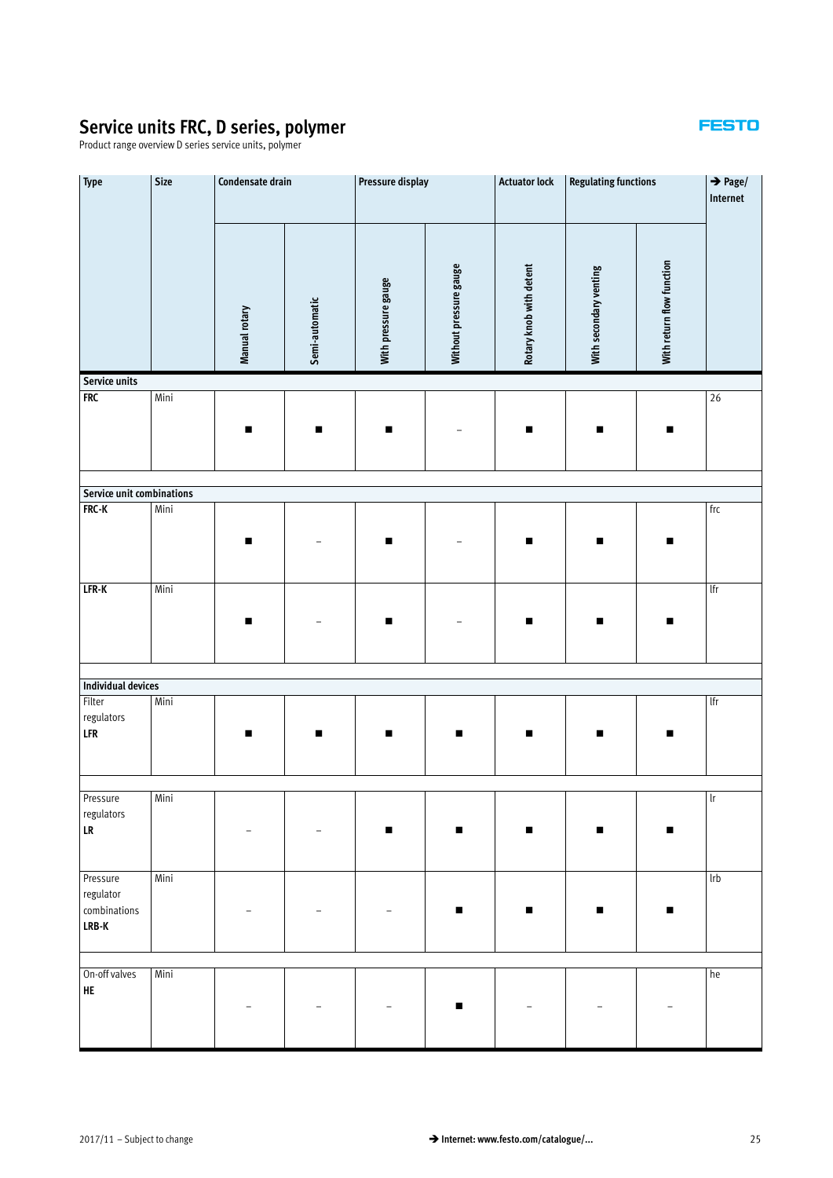# Service units FRC, D series, polymer

Product range overview D series service units, polymer

| Type | Size | Condensate drain | | Pressure display | | Actuator lock | Regulating functions | | → Page/ Internet |
|---|---|---|---|---|---|---|---|---|---|
| | | Manual rotary | Semi-automatic | With pressure gauge | Without pressure gauge | Rotary knob with detent | With secondary venting | With return flow function | |
| **Service units** | | | | | | | | | |
| **FRC** | Mini | ■ | ■ | ■ | – | ■ | ■ | ■ | 26 |
| **Service unit combinations** | | | | | | | | | |
| **FRC-K** | Mini | ■ | – | ■ | – | ■ | ■ | ■ | frc |
| **LFR-K** | Mini | ■ | – | ■ | – | ■ | ■ | ■ | lfr |
| **Individual devices** | | | | | | | | | |
| Filter regulators **LFR** | Mini | ■ | ■ | ■ | ■ | ■ | ■ | ■ | lfr |
| Pressure regulators **LR** | Mini | – | – | ■ | ■ | ■ | ■ | ■ | lr |
| Pressure regulator combinations **LRB-K** | Mini | – | – | – | ■ | ■ | ■ | ■ | lrb |
| On-off valves **HE** | Mini | – | – | – | ■ | – | – | – | he |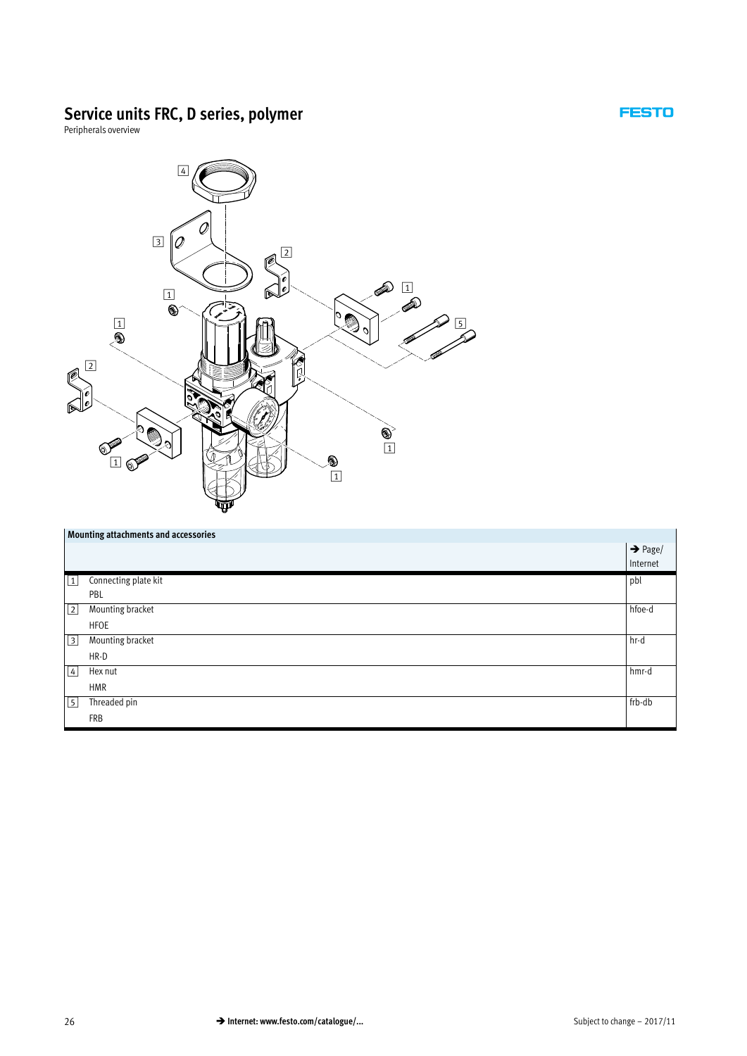# Service units FRC, D series, polymer

Peripherals overview

| Mounting attachments and accessories | | → Page/ Internet |
| --- | --- | --- |
| 1 | Connecting plate kit PBL | pbl |
| 2 | Mounting bracket HFOE | hfoe-d |
| 3 | Mounting bracket HR-D | hr-d |
| 4 | Hex nut HMR | hmr-d |
| 5 | Threaded pin FRB | frb-db |

→ Internet: www.festo.com/catalogue/...

Subject to change – 2017/11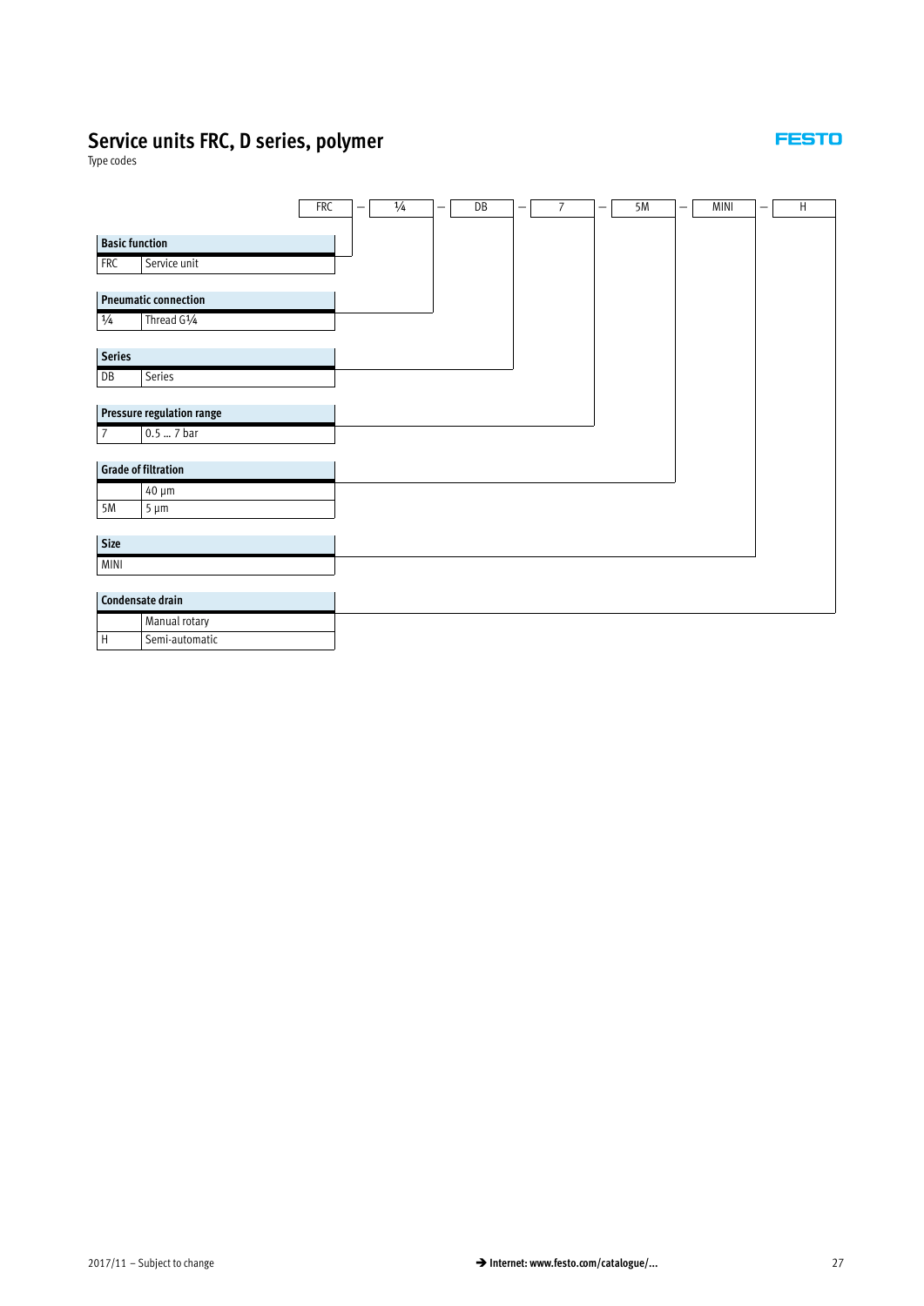# Service units FRC, D series, polymer

Type codes

| FRC | – | ¼ | – | DB | – | 7 | – | 5M | – | MINI | – | H |
|---|---|---|---|---|---|---|---|---|---|---|---|---|

| Basic function | |
|---|---|
| FRC | Service unit |

| Pneumatic connection | |
|---|---|
| ¼ | Thread G¼ |

| Series | |
|---|---|
| DB | Series |

| Pressure regulation range | |
|---|---|
| 7 | 0.5 … 7 bar |

| Grade of filtration | |
|---|---|
| | 40 µm |
| 5M | 5 µm |

| Size |
|---|
| MINI |

| Condensate drain | |
|---|---|
| | Manual rotary |
| H | Semi-automatic |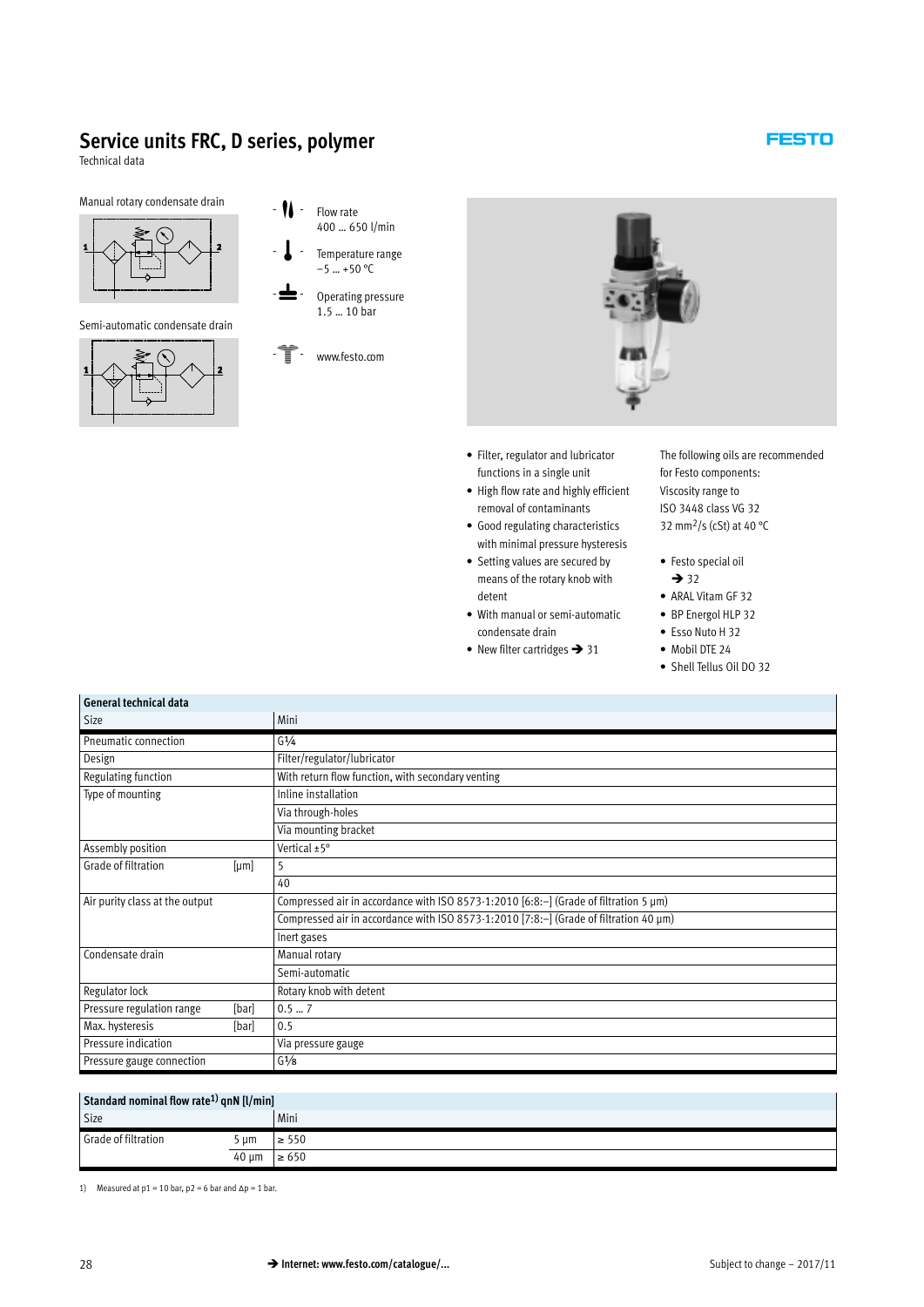# Service units FRC, D series, polymer

Technical data

Manual rotary condensate drain

Semi-automatic condensate drain

Flow rate
400 … 650 l/min

Temperature range
−5 … +50 °C

Operating pressure
1.5 … 10 bar

www.festo.com

- Filter, regulator and lubricator functions in a single unit
- High flow rate and highly efficient removal of contaminants
- Good regulating characteristics with minimal pressure hysteresis
- Setting values are secured by means of the rotary knob with detent
- With manual or semi-automatic condensate drain
- New filter cartridges → 31

The following oils are recommended for Festo components:
Viscosity range to
ISO 3448 class VG 32
32 mm²/s (cSt) at 40 °C

- Festo special oil → 32
- ARAL Vitam GF 32
- BP Energol HLP 32
- Esso Nuto H 32
- Mobil DTE 24
- Shell Tellus Oil DO 32

| General technical data | | |
|---|---|---|
| Size | | Mini |
| Pneumatic connection | | G¼ |
| Design | | Filter/regulator/lubricator |
| Regulating function | | With return flow function, with secondary venting |
| Type of mounting | | Inline installation |
| | | Via through-holes |
| | | Via mounting bracket |
| Assembly position | | Vertical ±5° |
| Grade of filtration | [µm] | 5 |
| | | 40 |
| Air purity class at the output | | Compressed air in accordance with ISO 8573-1:2010 [6:8:–] (Grade of filtration 5 µm) |
| | | Compressed air in accordance with ISO 8573-1:2010 [7:8:–] (Grade of filtration 40 µm) |
| | | Inert gases |
| Condensate drain | | Manual rotary |
| | | Semi-automatic |
| Regulator lock | | Rotary knob with detent |
| Pressure regulation range | [bar] | 0.5 … 7 |
| Max. hysteresis | [bar] | 0.5 |
| Pressure indication | | Via pressure gauge |
| Pressure gauge connection | | G⅛ |

| Standard nominal flow rate[1] qnN [l/min] | | |
|---|---|---|
| Size | | Mini |
| Grade of filtration | 5 µm | ≥ 550 |
| | 40 µm | ≥ 650 |

1) Measured at p1 = 10 bar, p2 = 6 bar and Δp = 1 bar.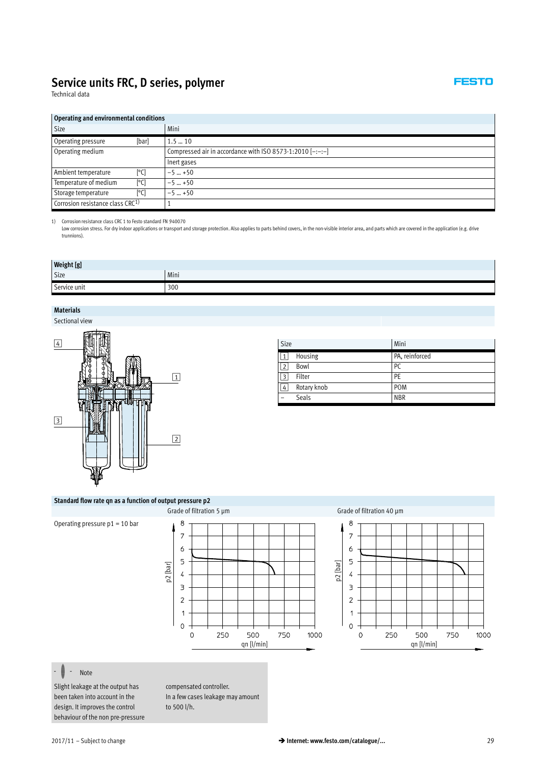# Service units FRC, D series, polymer

Technical data

| Operating and environmental conditions | |
|---|---|
| Size | Mini |
| Operating pressure [bar] | 1.5 … 10 |
| Operating medium | Compressed air in accordance with ISO 8573-1:2010 [–:–:–] |
| | Inert gases |
| Ambient temperature [°C] | –5 … +50 |
| Temperature of medium [°C] | –5 … +50 |
| Storage temperature [°C] | –5 … +50 |
| Corrosion resistance class CRC[1] | 1 |

1) Corrosion resistance class CRC 1 to Festo standard FN 940070
Low corrosion stress. For dry indoor applications or transport and storage protection. Also applies to parts behind covers, in the non-visible interior area, and parts which are covered in the application (e.g. drive trunnions).

| Weight [g] | |
|---|---|
| Size | Mini |
| Service unit | 300 |

## Materials

Sectional view

4
1
3
2

| Size | | Mini |
|---|---|---|
| 1 | Housing | PA, reinforced |
| 2 | Bowl | PC |
| 3 | Filter | PE |
| 4 | Rotary knob | POM |
| – | Seals | NBR |

## Standard flow rate qn as a function of output pressure p2

Operating pressure p1 = 10 bar

Grade of filtration 5 µm

p2 [bar]
0 1 2 3 4 5 6 7 8
0 250 500 750 1000
qn [l/min]

Grade of filtration 40 µm

p2 [bar]
0 1 2 3 4 5 6 7 8
0 250 500 750 1000
qn [l/min]

**Note**

Slight leakage at the output has been taken into account in the design. It improves the control behaviour of the non pre-pressure compensated controller.
In a few cases leakage may amount to 500 l/h.

2017/11 – Subject to change

→ Internet: www.festo.com/catalogue/...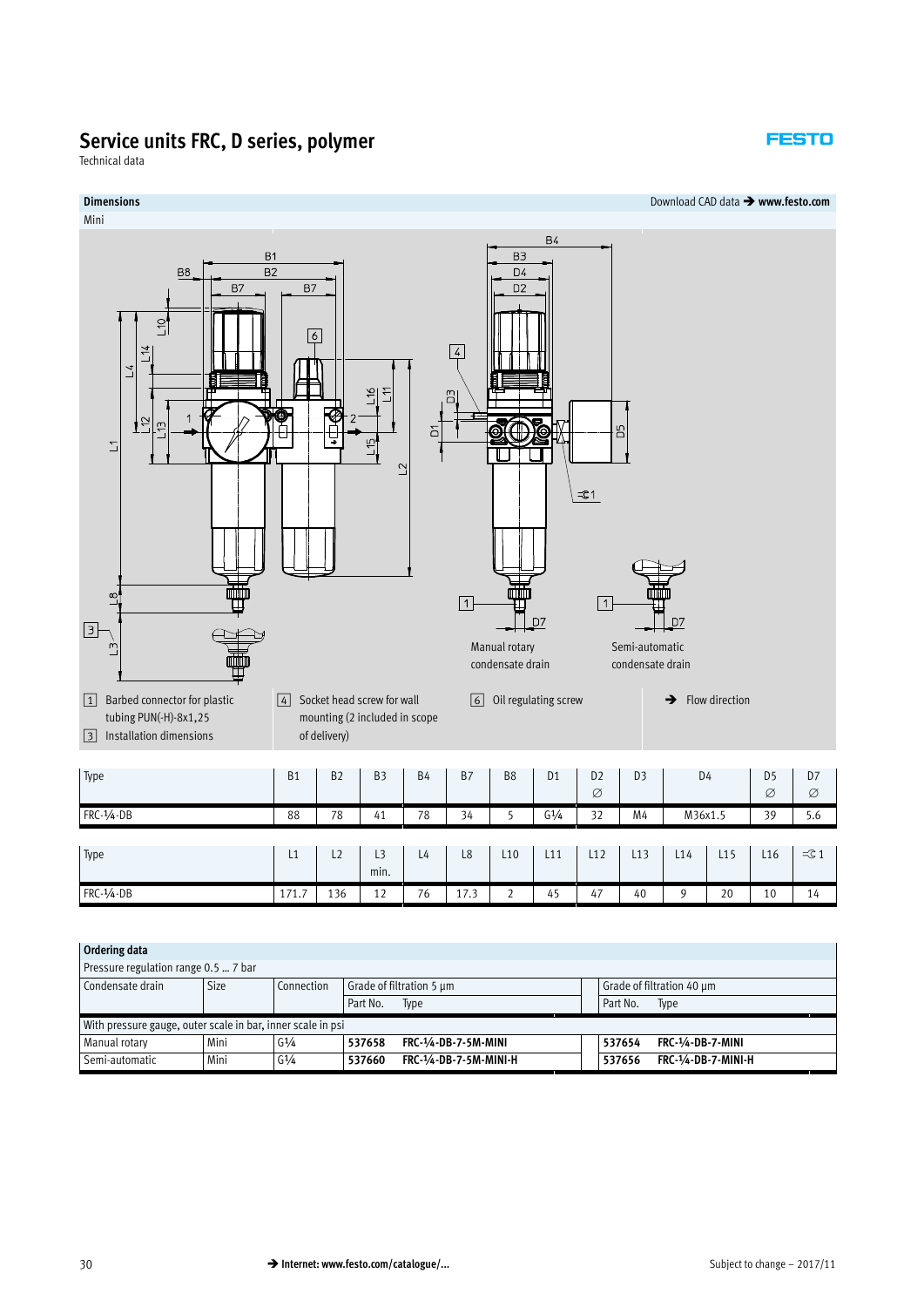# Service units FRC, D series, polymer

Technical data

## Dimensions

Download CAD data → www.festo.com

Mini

Manual rotary condensate drain

Semi-automatic condensate drain

[1] Barbed connector for plastic tubing PUN(-H)-8x1,25

[3] Installation dimensions

[4] Socket head screw for wall mounting (2 included in scope of delivery)

[6] Oil regulating screw

→ Flow direction

| Type | B1 | B2 | B3 | B4 | B7 | B8 | D1 | D2 ∅ | D3 | D4 | D5 ∅ | D7 ∅ |
|---|---|---|---|---|---|---|---|---|---|---|---|---|
| FRC-¼-DB | 88 | 78 | 41 | 78 | 34 | 5 | G¼ | 32 | M4 | M36x1.5 | 39 | 5.6 |

| Type | L1 | L2 | L3 min. | L4 | L8 | L10 | L11 | L12 | L13 | L14 | L15 | L16 | =©1 |
|---|---|---|---|---|---|---|---|---|---|---|---|---|---|
| FRC-¼-DB | 171.7 | 136 | 12 | 76 | 17.3 | 2 | 45 | 47 | 40 | 9 | 20 | 10 | 14 |

## Ordering data

Pressure regulation range 0.5 … 7 bar

| Condensate drain | Size | Connection | Grade of filtration 5 µm | | Grade of filtration 40 µm | |
|---|---|---|---|---|---|---|
| | | | Part No. | Type | Part No. | Type |
| With pressure gauge, outer scale in bar, inner scale in psi | | | | | | |
| Manual rotary | Mini | G¼ | 537658 | FRC-¼-DB-7-5M-MINI | 537654 | FRC-¼-DB-7-MINI |
| Semi-automatic | Mini | G¼ | 537660 | FRC-¼-DB-7-5M-MINI-H | 537656 | FRC-¼-DB-7-MINI-H |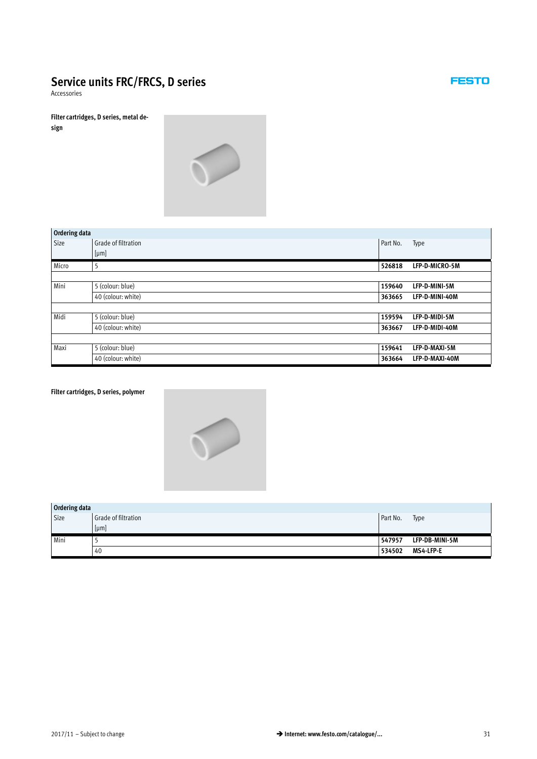# Service units FRC/FRCS, D series

Accessories

**Filter cartridges, D series, metal design**

| Ordering data | | | |
|---|---|---|---|
| Size | Grade of filtration [μm] | Part No. | Type |
| Micro | 5 | **526818** | **LFP-D-MICRO-5M** |
| Mini | 5 (colour: blue) | **159640** | **LFP-D-MINI-5M** |
| | 40 (colour: white) | **363665** | **LFP-D-MINI-40M** |
| Midi | 5 (colour: blue) | **159594** | **LFP-D-MIDI-5M** |
| | 40 (colour: white) | **363667** | **LFP-D-MIDI-40M** |
| Maxi | 5 (colour: blue) | **159641** | **LFP-D-MAXI-5M** |
| | 40 (colour: white) | **363664** | **LFP-D-MAXI-40M** |

**Filter cartridges, D series, polymer**

| Ordering data | | | |
|---|---|---|---|
| Size | Grade of filtration [μm] | Part No. | Type |
| Mini | 5 | **547957** | **LFP-DB-MINI-5M** |
| | 40 | **534502** | **MS4-LFP-E** |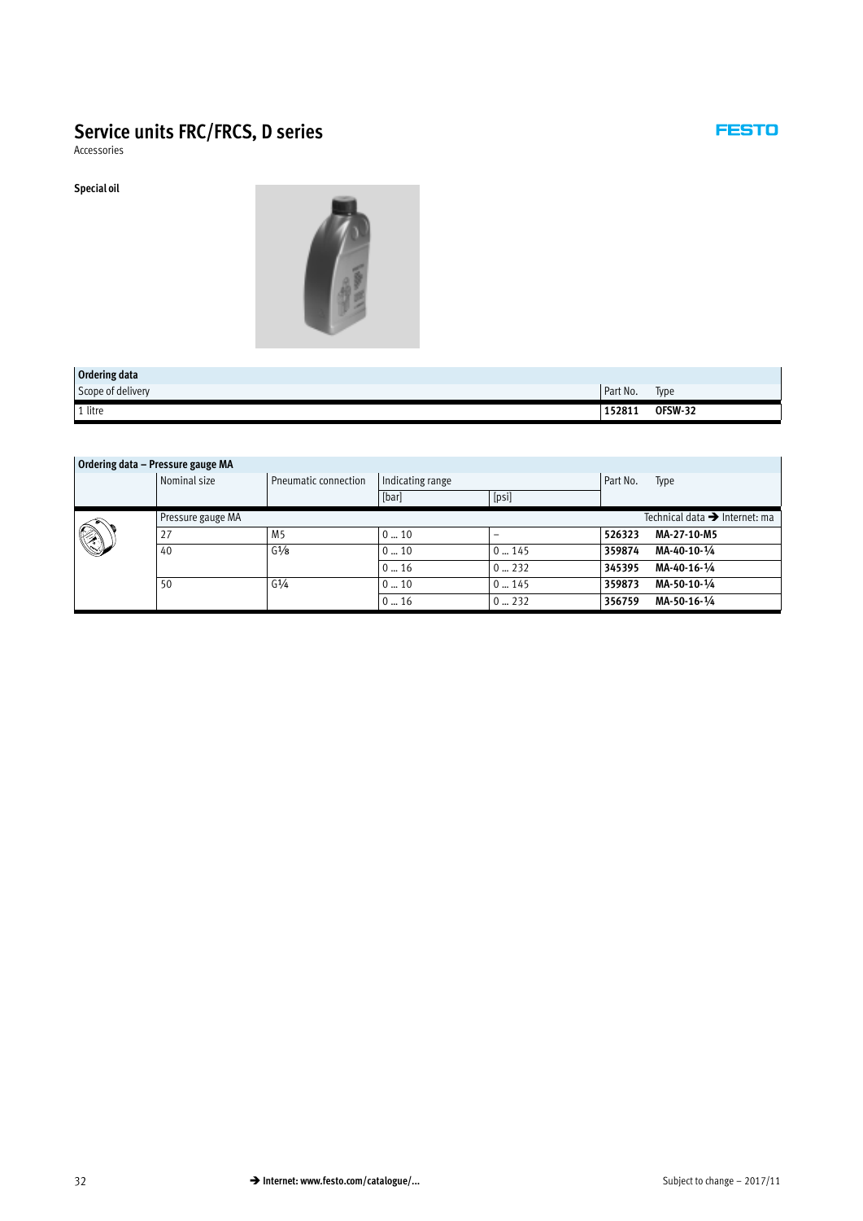# Service units FRC/FRCS, D series

Accessories

**Special oil**

| Ordering data | | |
|---|---|---|
| Scope of delivery | Part No. | Type |
| 1 litre | **152811** | **OFSW-32** |

| Ordering data – Pressure gauge MA | | | | | | |
|---|---|---|---|---|---|---|
| | Nominal size | Pneumatic connection | Indicating range | | Part No. | Type |
| | | | [bar] | [psi] | | |
| | Pressure gauge MA | | | | Technical data → Internet: ma | |
| | 27 | M5 | 0 … 10 | – | **526323** | **MA-27-10-M5** |
| | 40 | G⅛ | 0 … 10 | 0 … 145 | **359874** | **MA-40-10-¼** |
| | | | 0 … 16 | 0 … 232 | **345395** | **MA-40-16-¼** |
| | 50 | G¼ | 0 … 10 | 0 … 145 | **359873** | **MA-50-10-¼** |
| | | | 0 … 16 | 0 … 232 | **356759** | **MA-50-16-¼** |